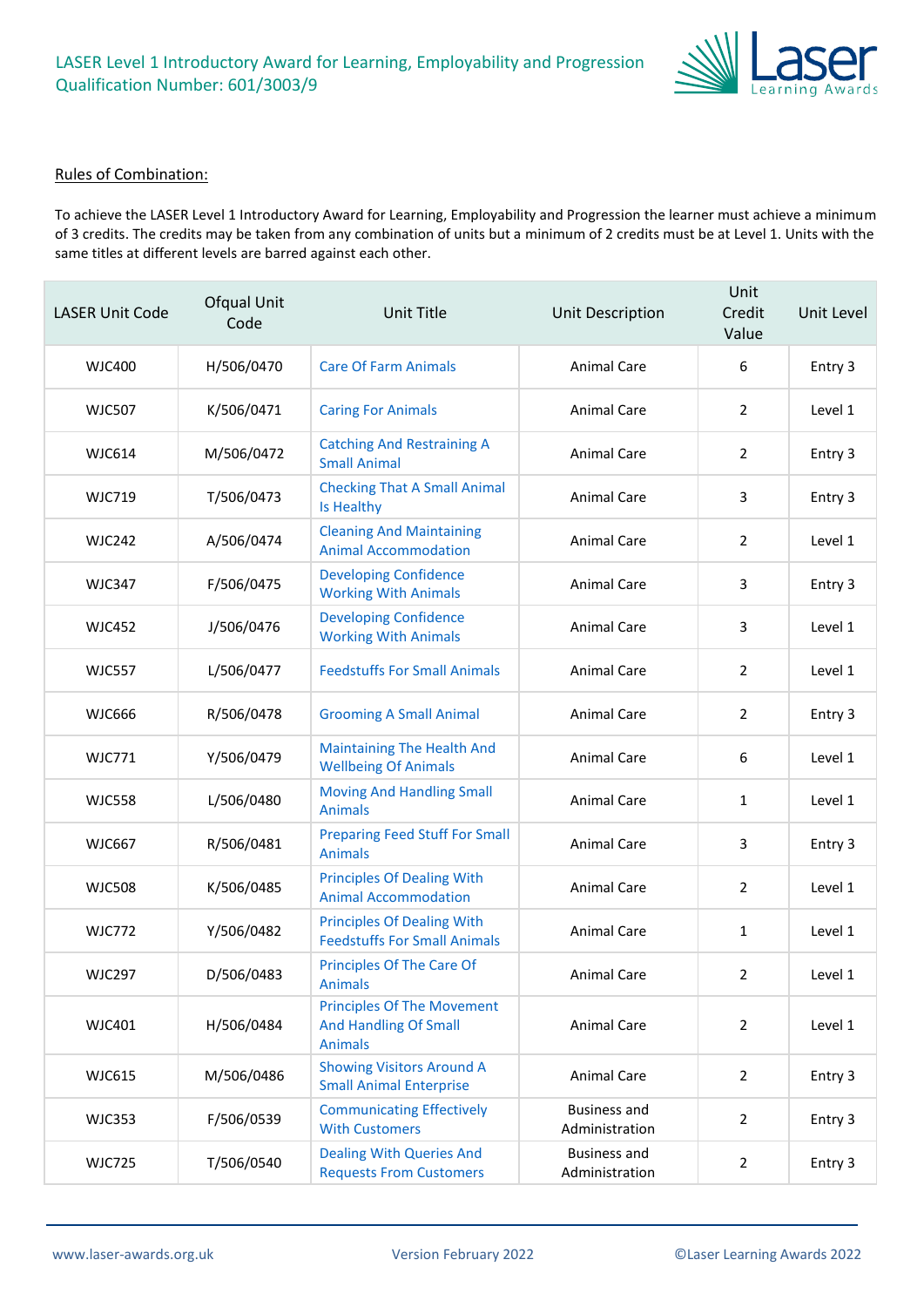# LASER Level 1 Introductory Award for Learning, Employability and Progression
## Qualification Number: 601/3003/9

Rules of Combination:

To achieve the LASER Level 1 Introductory Award for Learning, Employability and Progression the learner must achieve a minimum of 3 credits. The credits may be taken from any combination of units but a minimum of 2 credits must be at Level 1. Units with the same titles at different levels are barred against each other.

| LASER Unit Code | Ofqual Unit Code | Unit Title | Unit Description | Unit Credit Value | Unit Level |
|---|---|---|---|---|---|
| WJC400 | H/506/0470 | Care Of Farm Animals | Animal Care | 6 | Entry 3 |
| WJC507 | K/506/0471 | Caring For Animals | Animal Care | 2 | Level 1 |
| WJC614 | M/506/0472 | Catching And Restraining A Small Animal | Animal Care | 2 | Entry 3 |
| WJC719 | T/506/0473 | Checking That A Small Animal Is Healthy | Animal Care | 3 | Entry 3 |
| WJC242 | A/506/0474 | Cleaning And Maintaining Animal Accommodation | Animal Care | 2 | Level 1 |
| WJC347 | F/506/0475 | Developing Confidence Working With Animals | Animal Care | 3 | Entry 3 |
| WJC452 | J/506/0476 | Developing Confidence Working With Animals | Animal Care | 3 | Level 1 |
| WJC557 | L/506/0477 | Feedstuffs For Small Animals | Animal Care | 2 | Level 1 |
| WJC666 | R/506/0478 | Grooming A Small Animal | Animal Care | 2 | Entry 3 |
| WJC771 | Y/506/0479 | Maintaining The Health And Wellbeing Of Animals | Animal Care | 6 | Level 1 |
| WJC558 | L/506/0480 | Moving And Handling Small Animals | Animal Care | 1 | Level 1 |
| WJC667 | R/506/0481 | Preparing Feed Stuff For Small Animals | Animal Care | 3 | Entry 3 |
| WJC508 | K/506/0485 | Principles Of Dealing With Animal Accommodation | Animal Care | 2 | Level 1 |
| WJC772 | Y/506/0482 | Principles Of Dealing With Feedstuffs For Small Animals | Animal Care | 1 | Level 1 |
| WJC297 | D/506/0483 | Principles Of The Care Of Animals | Animal Care | 2 | Level 1 |
| WJC401 | H/506/0484 | Principles Of The Movement And Handling Of Small Animals | Animal Care | 2 | Level 1 |
| WJC615 | M/506/0486 | Showing Visitors Around A Small Animal Enterprise | Animal Care | 2 | Entry 3 |
| WJC353 | F/506/0539 | Communicating Effectively With Customers | Business and Administration | 2 | Entry 3 |
| WJC725 | T/506/0540 | Dealing With Queries And Requests From Customers | Business and Administration | 2 | Entry 3 |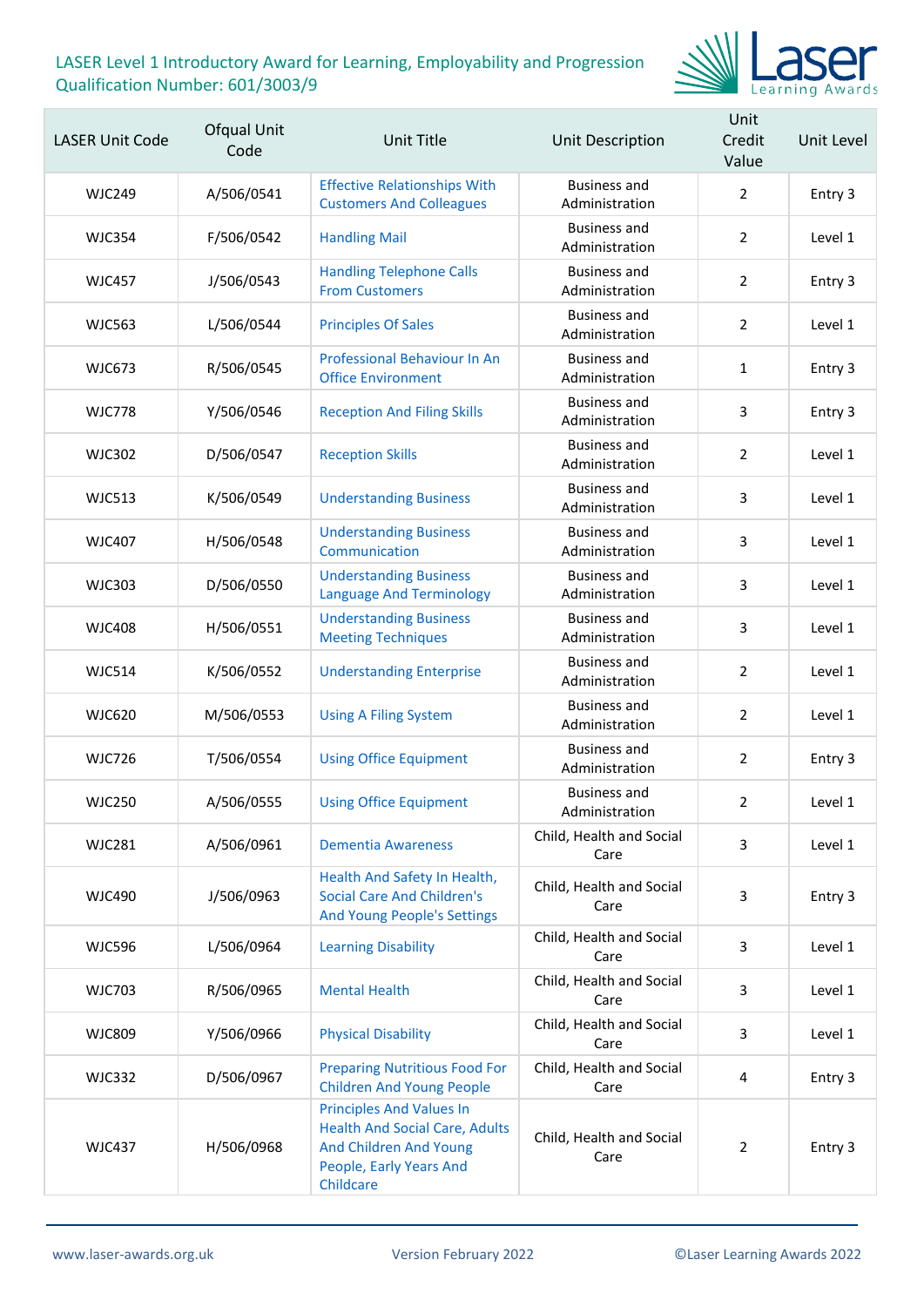LASER Level 1 Introductory Award for Learning, Employability and Progression
Qualification Number: 601/3003/9

| LASER Unit Code | Ofqual Unit Code | Unit Title | Unit Description | Unit Credit Value | Unit Level |
|---|---|---|---|---|---|
| WJC249 | A/506/0541 | Effective Relationships With Customers And Colleagues | Business and Administration | 2 | Entry 3 |
| WJC354 | F/506/0542 | Handling Mail | Business and Administration | 2 | Level 1 |
| WJC457 | J/506/0543 | Handling Telephone Calls From Customers | Business and Administration | 2 | Entry 3 |
| WJC563 | L/506/0544 | Principles Of Sales | Business and Administration | 2 | Level 1 |
| WJC673 | R/506/0545 | Professional Behaviour In An Office Environment | Business and Administration | 1 | Entry 3 |
| WJC778 | Y/506/0546 | Reception And Filing Skills | Business and Administration | 3 | Entry 3 |
| WJC302 | D/506/0547 | Reception Skills | Business and Administration | 2 | Level 1 |
| WJC513 | K/506/0549 | Understanding Business | Business and Administration | 3 | Level 1 |
| WJC407 | H/506/0548 | Understanding Business Communication | Business and Administration | 3 | Level 1 |
| WJC303 | D/506/0550 | Understanding Business Language And Terminology | Business and Administration | 3 | Level 1 |
| WJC408 | H/506/0551 | Understanding Business Meeting Techniques | Business and Administration | 3 | Level 1 |
| WJC514 | K/506/0552 | Understanding Enterprise | Business and Administration | 2 | Level 1 |
| WJC620 | M/506/0553 | Using A Filing System | Business and Administration | 2 | Level 1 |
| WJC726 | T/506/0554 | Using Office Equipment | Business and Administration | 2 | Entry 3 |
| WJC250 | A/506/0555 | Using Office Equipment | Business and Administration | 2 | Level 1 |
| WJC281 | A/506/0961 | Dementia Awareness | Child, Health and Social Care | 3 | Level 1 |
| WJC490 | J/506/0963 | Health And Safety In Health, Social Care And Children's And Young People's Settings | Child, Health and Social Care | 3 | Entry 3 |
| WJC596 | L/506/0964 | Learning Disability | Child, Health and Social Care | 3 | Level 1 |
| WJC703 | R/506/0965 | Mental Health | Child, Health and Social Care | 3 | Level 1 |
| WJC809 | Y/506/0966 | Physical Disability | Child, Health and Social Care | 3 | Level 1 |
| WJC332 | D/506/0967 | Preparing Nutritious Food For Children And Young People | Child, Health and Social Care | 4 | Entry 3 |
| WJC437 | H/506/0968 | Principles And Values In Health And Social Care, Adults And Children And Young People, Early Years And Childcare | Child, Health and Social Care | 2 | Entry 3 |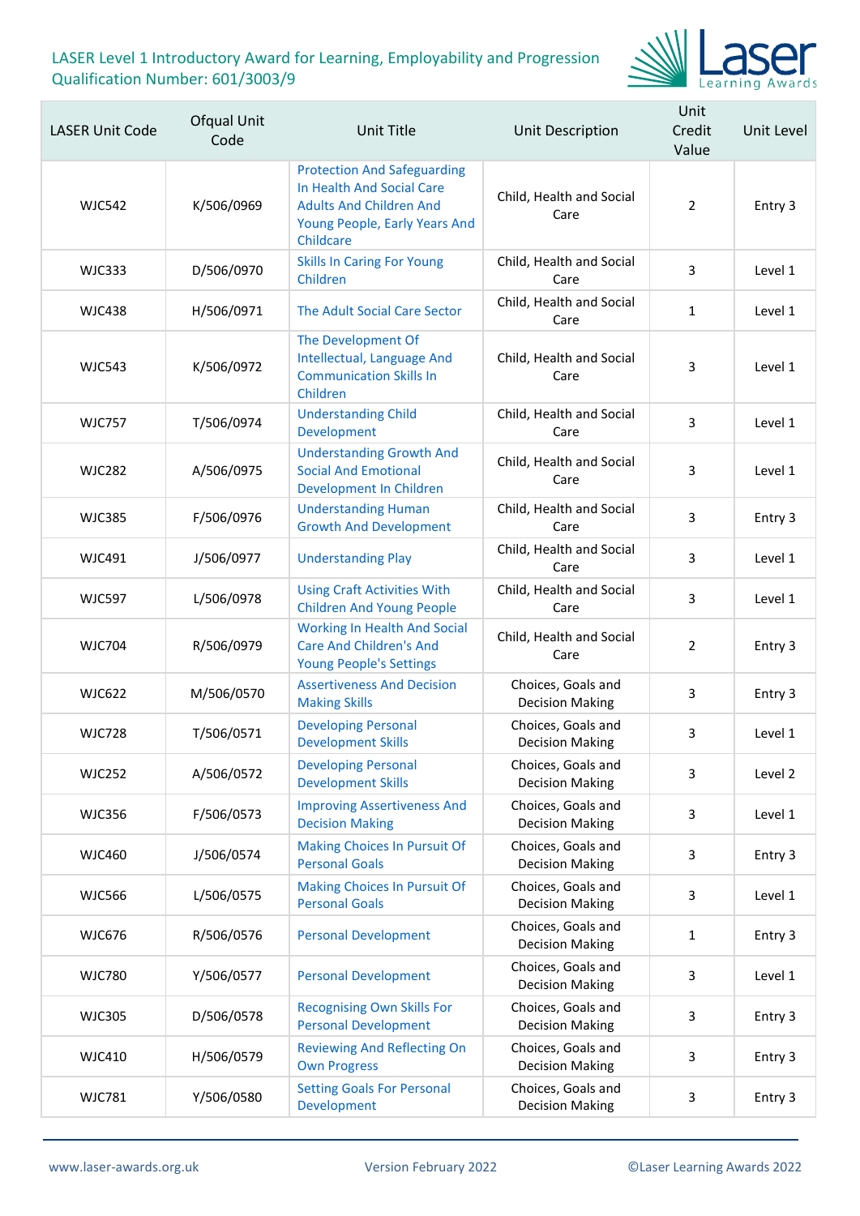LASER Level 1 Introductory Award for Learning, Employability and Progression
Qualification Number: 601/3003/9

| LASER Unit Code | Ofqual Unit Code | Unit Title | Unit Description | Unit Credit Value | Unit Level |
|---|---|---|---|---|---|
| WJC542 | K/506/0969 | Protection And Safeguarding In Health And Social Care Adults And Children And Young People, Early Years And Childcare | Child, Health and Social Care | 2 | Entry 3 |
| WJC333 | D/506/0970 | Skills In Caring For Young Children | Child, Health and Social Care | 3 | Level 1 |
| WJC438 | H/506/0971 | The Adult Social Care Sector | Child, Health and Social Care | 1 | Level 1 |
| WJC543 | K/506/0972 | The Development Of Intellectual, Language And Communication Skills In Children | Child, Health and Social Care | 3 | Level 1 |
| WJC757 | T/506/0974 | Understanding Child Development | Child, Health and Social Care | 3 | Level 1 |
| WJC282 | A/506/0975 | Understanding Growth And Social And Emotional Development In Children | Child, Health and Social Care | 3 | Level 1 |
| WJC385 | F/506/0976 | Understanding Human Growth And Development | Child, Health and Social Care | 3 | Entry 3 |
| WJC491 | J/506/0977 | Understanding Play | Child, Health and Social Care | 3 | Level 1 |
| WJC597 | L/506/0978 | Using Craft Activities With Children And Young People | Child, Health and Social Care | 3 | Level 1 |
| WJC704 | R/506/0979 | Working In Health And Social Care And Children's And Young People's Settings | Child, Health and Social Care | 2 | Entry 3 |
| WJC622 | M/506/0570 | Assertiveness And Decision Making Skills | Choices, Goals and Decision Making | 3 | Entry 3 |
| WJC728 | T/506/0571 | Developing Personal Development Skills | Choices, Goals and Decision Making | 3 | Level 1 |
| WJC252 | A/506/0572 | Developing Personal Development Skills | Choices, Goals and Decision Making | 3 | Level 2 |
| WJC356 | F/506/0573 | Improving Assertiveness And Decision Making | Choices, Goals and Decision Making | 3 | Level 1 |
| WJC460 | J/506/0574 | Making Choices In Pursuit Of Personal Goals | Choices, Goals and Decision Making | 3 | Entry 3 |
| WJC566 | L/506/0575 | Making Choices In Pursuit Of Personal Goals | Choices, Goals and Decision Making | 3 | Level 1 |
| WJC676 | R/506/0576 | Personal Development | Choices, Goals and Decision Making | 1 | Entry 3 |
| WJC780 | Y/506/0577 | Personal Development | Choices, Goals and Decision Making | 3 | Level 1 |
| WJC305 | D/506/0578 | Recognising Own Skills For Personal Development | Choices, Goals and Decision Making | 3 | Entry 3 |
| WJC410 | H/506/0579 | Reviewing And Reflecting On Own Progress | Choices, Goals and Decision Making | 3 | Entry 3 |
| WJC781 | Y/506/0580 | Setting Goals For Personal Development | Choices, Goals and Decision Making | 3 | Entry 3 |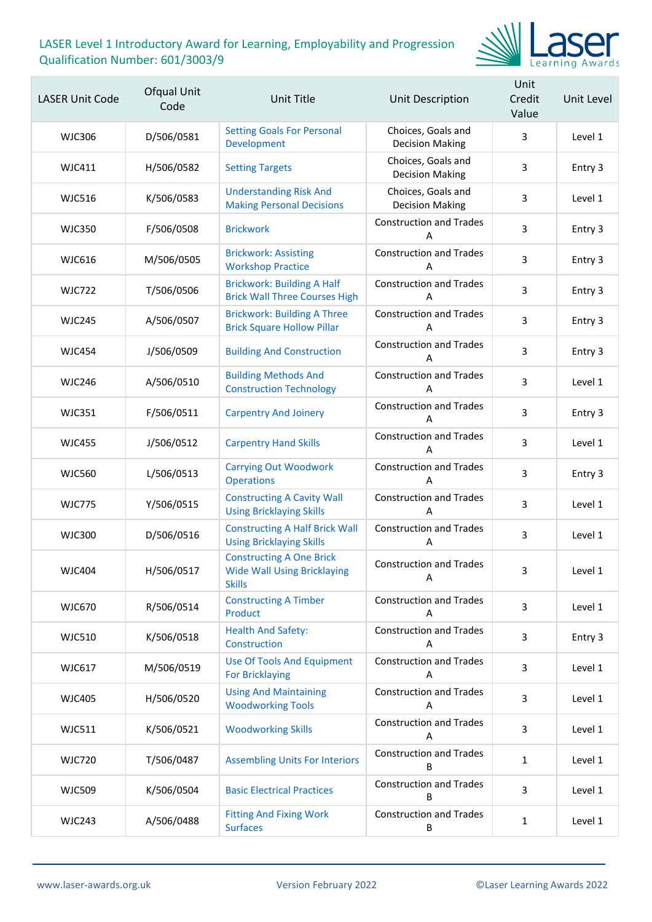# LASER Level 1 Introductory Award for Learning, Employability and Progression
Qualification Number: 601/3003/9

| LASER Unit Code | Ofqual Unit Code | Unit Title | Unit Description | Unit Credit Value | Unit Level |
|---|---|---|---|---|---|
| WJC306 | D/506/0581 | Setting Goals For Personal Development | Choices, Goals and Decision Making | 3 | Level 1 |
| WJC411 | H/506/0582 | Setting Targets | Choices, Goals and Decision Making | 3 | Entry 3 |
| WJC516 | K/506/0583 | Understanding Risk And Making Personal Decisions | Choices, Goals and Decision Making | 3 | Level 1 |
| WJC350 | F/506/0508 | Brickwork | Construction and Trades A | 3 | Entry 3 |
| WJC616 | M/506/0505 | Brickwork: Assisting Workshop Practice | Construction and Trades A | 3 | Entry 3 |
| WJC722 | T/506/0506 | Brickwork: Building A Half Brick Wall Three Courses High | Construction and Trades A | 3 | Entry 3 |
| WJC245 | A/506/0507 | Brickwork: Building A Three Brick Square Hollow Pillar | Construction and Trades A | 3 | Entry 3 |
| WJC454 | J/506/0509 | Building And Construction | Construction and Trades A | 3 | Entry 3 |
| WJC246 | A/506/0510 | Building Methods And Construction Technology | Construction and Trades A | 3 | Level 1 |
| WJC351 | F/506/0511 | Carpentry And Joinery | Construction and Trades A | 3 | Entry 3 |
| WJC455 | J/506/0512 | Carpentry Hand Skills | Construction and Trades A | 3 | Level 1 |
| WJC560 | L/506/0513 | Carrying Out Woodwork Operations | Construction and Trades A | 3 | Entry 3 |
| WJC775 | Y/506/0515 | Constructing A Cavity Wall Using Bricklaying Skills | Construction and Trades A | 3 | Level 1 |
| WJC300 | D/506/0516 | Constructing A Half Brick Wall Using Bricklaying Skills | Construction and Trades A | 3 | Level 1 |
| WJC404 | H/506/0517 | Constructing A One Brick Wide Wall Using Bricklaying Skills | Construction and Trades A | 3 | Level 1 |
| WJC670 | R/506/0514 | Constructing A Timber Product | Construction and Trades A | 3 | Level 1 |
| WJC510 | K/506/0518 | Health And Safety: Construction | Construction and Trades A | 3 | Entry 3 |
| WJC617 | M/506/0519 | Use Of Tools And Equipment For Bricklaying | Construction and Trades A | 3 | Level 1 |
| WJC405 | H/506/0520 | Using And Maintaining Woodworking Tools | Construction and Trades A | 3 | Level 1 |
| WJC511 | K/506/0521 | Woodworking Skills | Construction and Trades A | 3 | Level 1 |
| WJC720 | T/506/0487 | Assembling Units For Interiors | Construction and Trades B | 1 | Level 1 |
| WJC509 | K/506/0504 | Basic Electrical Practices | Construction and Trades B | 3 | Level 1 |
| WJC243 | A/506/0488 | Fitting And Fixing Work Surfaces | Construction and Trades B | 1 | Level 1 |

www.laser-awards.org.uk | Version February 2022 | ©Laser Learning Awards 2022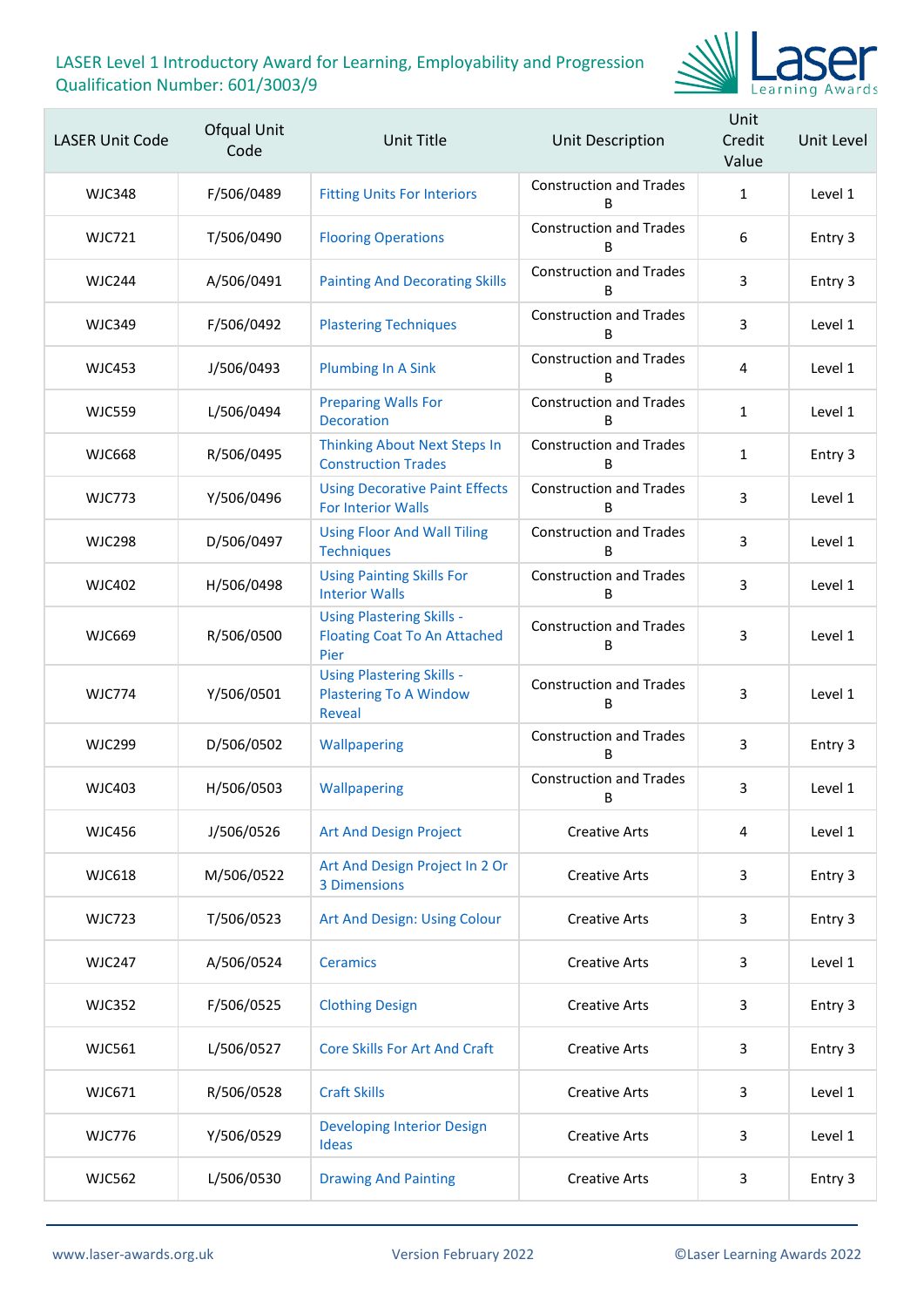LASER Level 1 Introductory Award for Learning, Employability and Progression
Qualification Number: 601/3003/9

| LASER Unit Code | Ofqual Unit Code | Unit Title | Unit Description | Unit Credit Value | Unit Level |
|---|---|---|---|---|---|
| WJC348 | F/506/0489 | Fitting Units For Interiors | Construction and Trades B | 1 | Level 1 |
| WJC721 | T/506/0490 | Flooring Operations | Construction and Trades B | 6 | Entry 3 |
| WJC244 | A/506/0491 | Painting And Decorating Skills | Construction and Trades B | 3 | Entry 3 |
| WJC349 | F/506/0492 | Plastering Techniques | Construction and Trades B | 3 | Level 1 |
| WJC453 | J/506/0493 | Plumbing In A Sink | Construction and Trades B | 4 | Level 1 |
| WJC559 | L/506/0494 | Preparing Walls For Decoration | Construction and Trades B | 1 | Level 1 |
| WJC668 | R/506/0495 | Thinking About Next Steps In Construction Trades | Construction and Trades B | 1 | Entry 3 |
| WJC773 | Y/506/0496 | Using Decorative Paint Effects For Interior Walls | Construction and Trades B | 3 | Level 1 |
| WJC298 | D/506/0497 | Using Floor And Wall Tiling Techniques | Construction and Trades B | 3 | Level 1 |
| WJC402 | H/506/0498 | Using Painting Skills For Interior Walls | Construction and Trades B | 3 | Level 1 |
| WJC669 | R/506/0500 | Using Plastering Skills - Floating Coat To An Attached Pier | Construction and Trades B | 3 | Level 1 |
| WJC774 | Y/506/0501 | Using Plastering Skills - Plastering To A Window Reveal | Construction and Trades B | 3 | Level 1 |
| WJC299 | D/506/0502 | Wallpapering | Construction and Trades B | 3 | Entry 3 |
| WJC403 | H/506/0503 | Wallpapering | Construction and Trades B | 3 | Level 1 |
| WJC456 | J/506/0526 | Art And Design Project | Creative Arts | 4 | Level 1 |
| WJC618 | M/506/0522 | Art And Design Project In 2 Or 3 Dimensions | Creative Arts | 3 | Entry 3 |
| WJC723 | T/506/0523 | Art And Design: Using Colour | Creative Arts | 3 | Entry 3 |
| WJC247 | A/506/0524 | Ceramics | Creative Arts | 3 | Level 1 |
| WJC352 | F/506/0525 | Clothing Design | Creative Arts | 3 | Entry 3 |
| WJC561 | L/506/0527 | Core Skills For Art And Craft | Creative Arts | 3 | Entry 3 |
| WJC671 | R/506/0528 | Craft Skills | Creative Arts | 3 | Level 1 |
| WJC776 | Y/506/0529 | Developing Interior Design Ideas | Creative Arts | 3 | Level 1 |
| WJC562 | L/506/0530 | Drawing And Painting | Creative Arts | 3 | Entry 3 |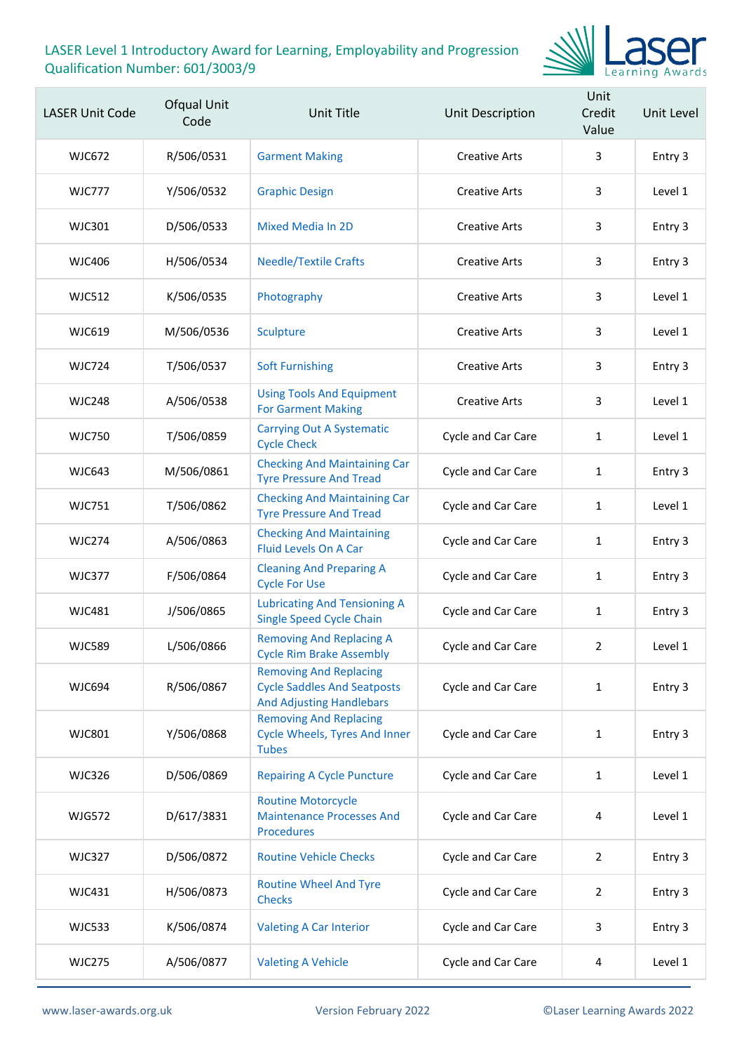LASER Level 1 Introductory Award for Learning, Employability and Progression
Qualification Number: 601/3003/9

| LASER Unit Code | Ofqual Unit Code | Unit Title | Unit Description | Unit Credit Value | Unit Level |
|---|---|---|---|---|---|
| WJC672 | R/506/0531 | Garment Making | Creative Arts | 3 | Entry 3 |
| WJC777 | Y/506/0532 | Graphic Design | Creative Arts | 3 | Level 1 |
| WJC301 | D/506/0533 | Mixed Media In 2D | Creative Arts | 3 | Entry 3 |
| WJC406 | H/506/0534 | Needle/Textile Crafts | Creative Arts | 3 | Entry 3 |
| WJC512 | K/506/0535 | Photography | Creative Arts | 3 | Level 1 |
| WJC619 | M/506/0536 | Sculpture | Creative Arts | 3 | Level 1 |
| WJC724 | T/506/0537 | Soft Furnishing | Creative Arts | 3 | Entry 3 |
| WJC248 | A/506/0538 | Using Tools And Equipment For Garment Making | Creative Arts | 3 | Level 1 |
| WJC750 | T/506/0859 | Carrying Out A Systematic Cycle Check | Cycle and Car Care | 1 | Level 1 |
| WJC643 | M/506/0861 | Checking And Maintaining Car Tyre Pressure And Tread | Cycle and Car Care | 1 | Entry 3 |
| WJC751 | T/506/0862 | Checking And Maintaining Car Tyre Pressure And Tread | Cycle and Car Care | 1 | Level 1 |
| WJC274 | A/506/0863 | Checking And Maintaining Fluid Levels On A Car | Cycle and Car Care | 1 | Entry 3 |
| WJC377 | F/506/0864 | Cleaning And Preparing A Cycle For Use | Cycle and Car Care | 1 | Entry 3 |
| WJC481 | J/506/0865 | Lubricating And Tensioning A Single Speed Cycle Chain | Cycle and Car Care | 1 | Entry 3 |
| WJC589 | L/506/0866 | Removing And Replacing A Cycle Rim Brake Assembly | Cycle and Car Care | 2 | Level 1 |
| WJC694 | R/506/0867 | Removing And Replacing Cycle Saddles And Seatposts And Adjusting Handlebars | Cycle and Car Care | 1 | Entry 3 |
| WJC801 | Y/506/0868 | Removing And Replacing Cycle Wheels, Tyres And Inner Tubes | Cycle and Car Care | 1 | Entry 3 |
| WJC326 | D/506/0869 | Repairing A Cycle Puncture | Cycle and Car Care | 1 | Level 1 |
| WJG572 | D/617/3831 | Routine Motorcycle Maintenance Processes And Procedures | Cycle and Car Care | 4 | Level 1 |
| WJC327 | D/506/0872 | Routine Vehicle Checks | Cycle and Car Care | 2 | Entry 3 |
| WJC431 | H/506/0873 | Routine Wheel And Tyre Checks | Cycle and Car Care | 2 | Entry 3 |
| WJC533 | K/506/0874 | Valeting A Car Interior | Cycle and Car Care | 3 | Entry 3 |
| WJC275 | A/506/0877 | Valeting A Vehicle | Cycle and Car Care | 4 | Level 1 |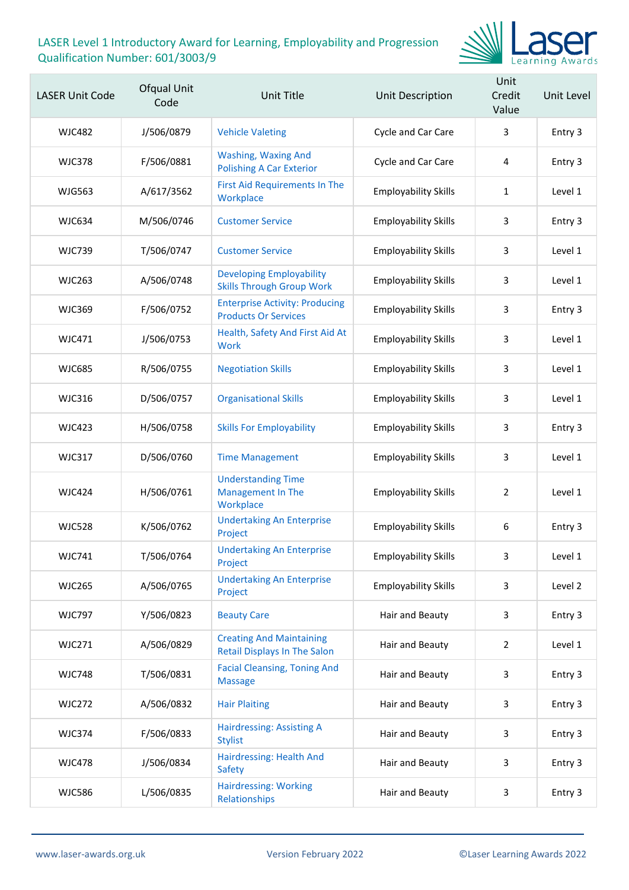| LASER Unit Code | Ofqual Unit Code | Unit Title | Unit Description | Unit Credit Value | Unit Level |
|---|---|---|---|---|---|
| WJC482 | J/506/0879 | Vehicle Valeting | Cycle and Car Care | 3 | Entry 3 |
| WJC378 | F/506/0881 | Washing, Waxing And Polishing A Car Exterior | Cycle and Car Care | 4 | Entry 3 |
| WJG563 | A/617/3562 | First Aid Requirements In The Workplace | Employability Skills | 1 | Level 1 |
| WJC634 | M/506/0746 | Customer Service | Employability Skills | 3 | Entry 3 |
| WJC739 | T/506/0747 | Customer Service | Employability Skills | 3 | Level 1 |
| WJC263 | A/506/0748 | Developing Employability Skills Through Group Work | Employability Skills | 3 | Level 1 |
| WJC369 | F/506/0752 | Enterprise Activity: Producing Products Or Services | Employability Skills | 3 | Entry 3 |
| WJC471 | J/506/0753 | Health, Safety And First Aid At Work | Employability Skills | 3 | Level 1 |
| WJC685 | R/506/0755 | Negotiation Skills | Employability Skills | 3 | Level 1 |
| WJC316 | D/506/0757 | Organisational Skills | Employability Skills | 3 | Level 1 |
| WJC423 | H/506/0758 | Skills For Employability | Employability Skills | 3 | Entry 3 |
| WJC317 | D/506/0760 | Time Management | Employability Skills | 3 | Level 1 |
| WJC424 | H/506/0761 | Understanding Time Management In The Workplace | Employability Skills | 2 | Level 1 |
| WJC528 | K/506/0762 | Undertaking An Enterprise Project | Employability Skills | 6 | Entry 3 |
| WJC741 | T/506/0764 | Undertaking An Enterprise Project | Employability Skills | 3 | Level 1 |
| WJC265 | A/506/0765 | Undertaking An Enterprise Project | Employability Skills | 3 | Level 2 |
| WJC797 | Y/506/0823 | Beauty Care | Hair and Beauty | 3 | Entry 3 |
| WJC271 | A/506/0829 | Creating And Maintaining Retail Displays In The Salon | Hair and Beauty | 2 | Level 1 |
| WJC748 | T/506/0831 | Facial Cleansing, Toning And Massage | Hair and Beauty | 3 | Entry 3 |
| WJC272 | A/506/0832 | Hair Plaiting | Hair and Beauty | 3 | Entry 3 |
| WJC374 | F/506/0833 | Hairdressing: Assisting A Stylist | Hair and Beauty | 3 | Entry 3 |
| WJC478 | J/506/0834 | Hairdressing: Health And Safety | Hair and Beauty | 3 | Entry 3 |
| WJC586 | L/506/0835 | Hairdressing: Working Relationships | Hair and Beauty | 3 | Entry 3 |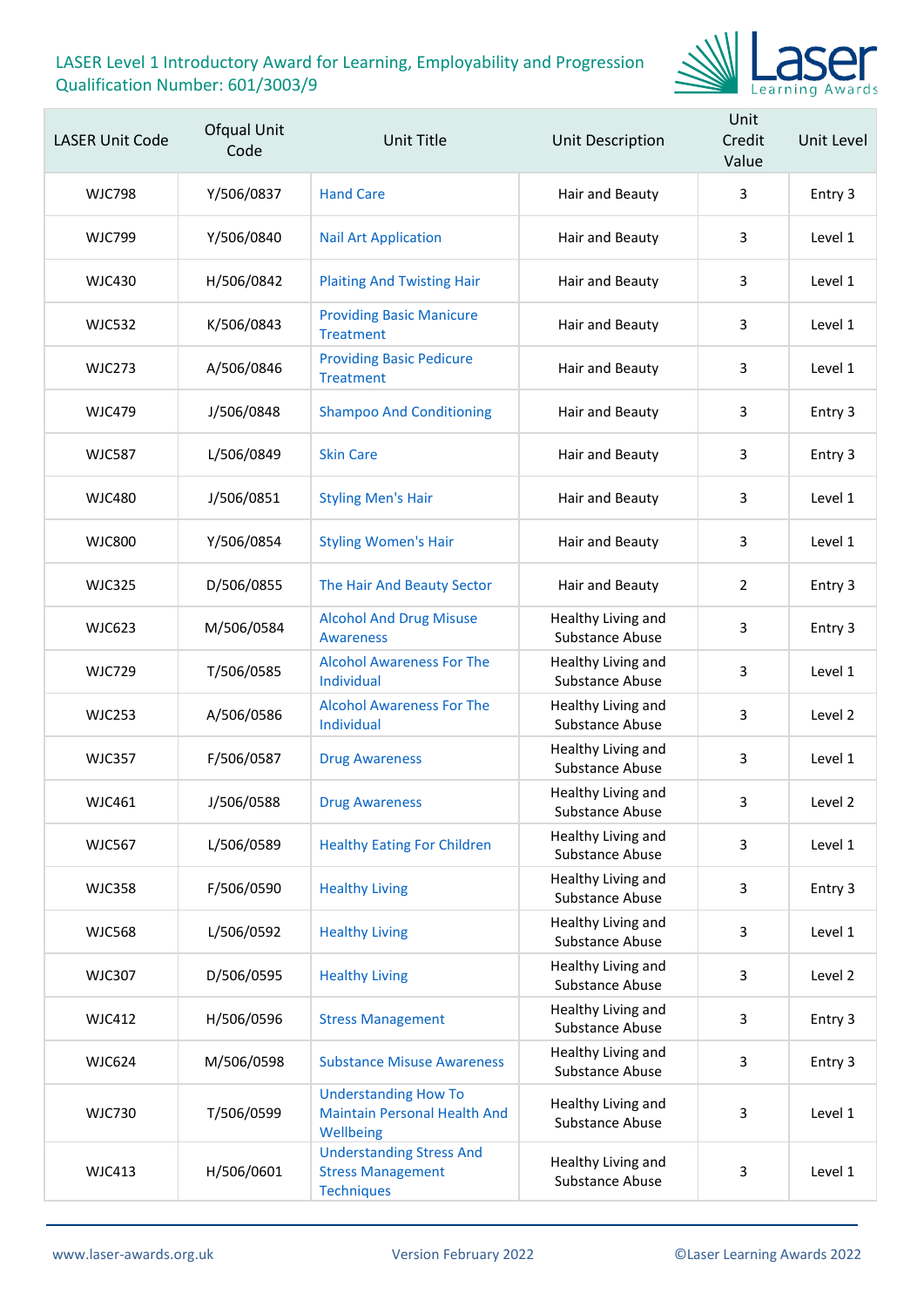LASER Level 1 Introductory Award for Learning, Employability and Progression
Qualification Number: 601/3003/9

| LASER Unit Code | Ofqual Unit Code | Unit Title | Unit Description | Unit Credit Value | Unit Level |
|---|---|---|---|---|---|
| WJC798 | Y/506/0837 | Hand Care | Hair and Beauty | 3 | Entry 3 |
| WJC799 | Y/506/0840 | Nail Art Application | Hair and Beauty | 3 | Level 1 |
| WJC430 | H/506/0842 | Plaiting And Twisting Hair | Hair and Beauty | 3 | Level 1 |
| WJC532 | K/506/0843 | Providing Basic Manicure Treatment | Hair and Beauty | 3 | Level 1 |
| WJC273 | A/506/0846 | Providing Basic Pedicure Treatment | Hair and Beauty | 3 | Level 1 |
| WJC479 | J/506/0848 | Shampoo And Conditioning | Hair and Beauty | 3 | Entry 3 |
| WJC587 | L/506/0849 | Skin Care | Hair and Beauty | 3 | Entry 3 |
| WJC480 | J/506/0851 | Styling Men's Hair | Hair and Beauty | 3 | Level 1 |
| WJC800 | Y/506/0854 | Styling Women's Hair | Hair and Beauty | 3 | Level 1 |
| WJC325 | D/506/0855 | The Hair And Beauty Sector | Hair and Beauty | 2 | Entry 3 |
| WJC623 | M/506/0584 | Alcohol And Drug Misuse Awareness | Healthy Living and Substance Abuse | 3 | Entry 3 |
| WJC729 | T/506/0585 | Alcohol Awareness For The Individual | Healthy Living and Substance Abuse | 3 | Level 1 |
| WJC253 | A/506/0586 | Alcohol Awareness For The Individual | Healthy Living and Substance Abuse | 3 | Level 2 |
| WJC357 | F/506/0587 | Drug Awareness | Healthy Living and Substance Abuse | 3 | Level 1 |
| WJC461 | J/506/0588 | Drug Awareness | Healthy Living and Substance Abuse | 3 | Level 2 |
| WJC567 | L/506/0589 | Healthy Eating For Children | Healthy Living and Substance Abuse | 3 | Level 1 |
| WJC358 | F/506/0590 | Healthy Living | Healthy Living and Substance Abuse | 3 | Entry 3 |
| WJC568 | L/506/0592 | Healthy Living | Healthy Living and Substance Abuse | 3 | Level 1 |
| WJC307 | D/506/0595 | Healthy Living | Healthy Living and Substance Abuse | 3 | Level 2 |
| WJC412 | H/506/0596 | Stress Management | Healthy Living and Substance Abuse | 3 | Entry 3 |
| WJC624 | M/506/0598 | Substance Misuse Awareness | Healthy Living and Substance Abuse | 3 | Entry 3 |
| WJC730 | T/506/0599 | Understanding How To Maintain Personal Health And Wellbeing | Healthy Living and Substance Abuse | 3 | Level 1 |
| WJC413 | H/506/0601 | Understanding Stress And Stress Management Techniques | Healthy Living and Substance Abuse | 3 | Level 1 |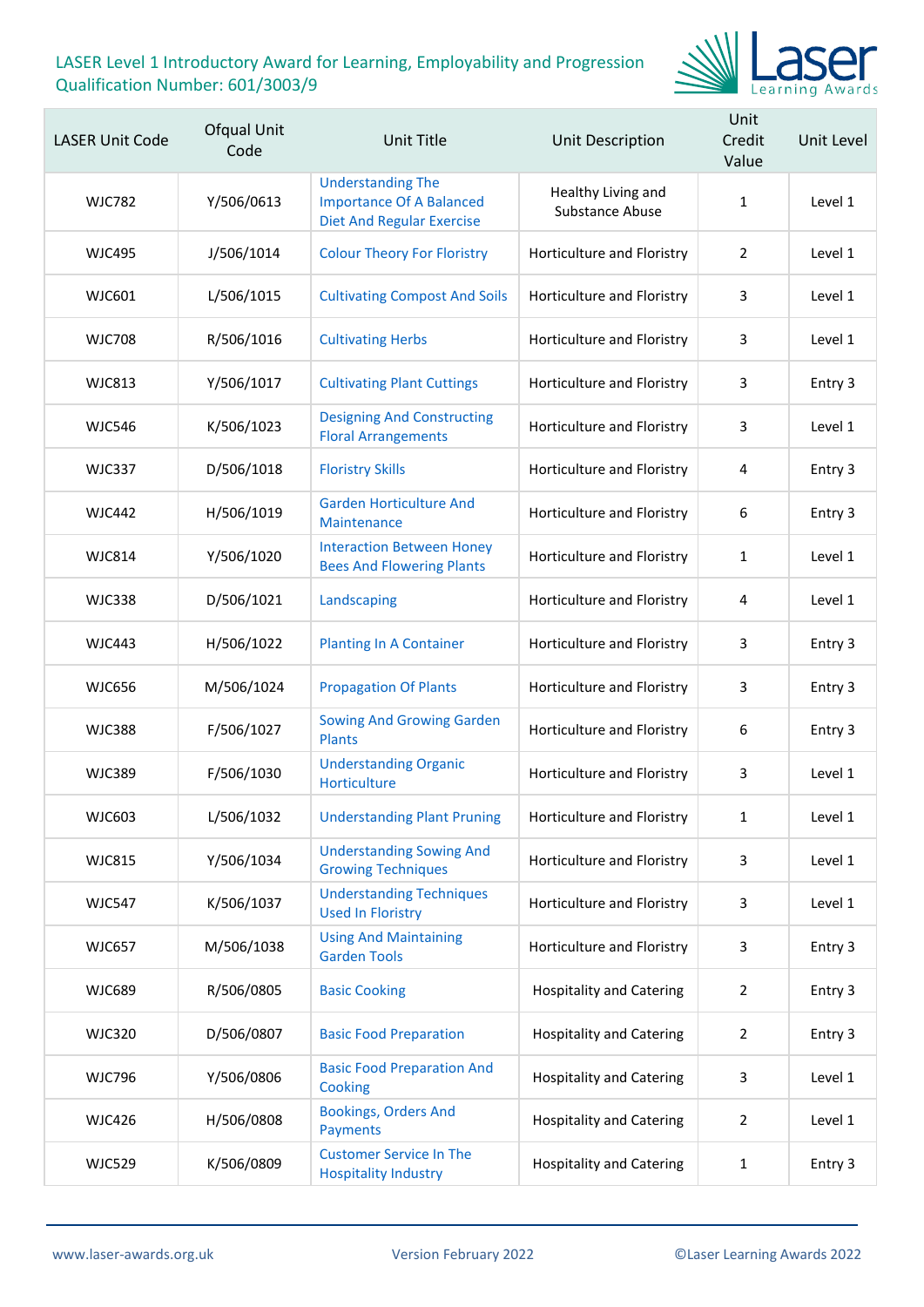LASER Level 1 Introductory Award for Learning, Employability and Progression
Qualification Number: 601/3003/9

| LASER Unit Code | Ofqual Unit Code | Unit Title | Unit Description | Unit Credit Value | Unit Level |
|---|---|---|---|---|---|
| WJC782 | Y/506/0613 | Understanding The Importance Of A Balanced Diet And Regular Exercise | Healthy Living and Substance Abuse | 1 | Level 1 |
| WJC495 | J/506/1014 | Colour Theory For Floristry | Horticulture and Floristry | 2 | Level 1 |
| WJC601 | L/506/1015 | Cultivating Compost And Soils | Horticulture and Floristry | 3 | Level 1 |
| WJC708 | R/506/1016 | Cultivating Herbs | Horticulture and Floristry | 3 | Level 1 |
| WJC813 | Y/506/1017 | Cultivating Plant Cuttings | Horticulture and Floristry | 3 | Entry 3 |
| WJC546 | K/506/1023 | Designing And Constructing Floral Arrangements | Horticulture and Floristry | 3 | Level 1 |
| WJC337 | D/506/1018 | Floristry Skills | Horticulture and Floristry | 4 | Entry 3 |
| WJC442 | H/506/1019 | Garden Horticulture And Maintenance | Horticulture and Floristry | 6 | Entry 3 |
| WJC814 | Y/506/1020 | Interaction Between Honey Bees And Flowering Plants | Horticulture and Floristry | 1 | Level 1 |
| WJC338 | D/506/1021 | Landscaping | Horticulture and Floristry | 4 | Level 1 |
| WJC443 | H/506/1022 | Planting In A Container | Horticulture and Floristry | 3 | Entry 3 |
| WJC656 | M/506/1024 | Propagation Of Plants | Horticulture and Floristry | 3 | Entry 3 |
| WJC388 | F/506/1027 | Sowing And Growing Garden Plants | Horticulture and Floristry | 6 | Entry 3 |
| WJC389 | F/506/1030 | Understanding Organic Horticulture | Horticulture and Floristry | 3 | Level 1 |
| WJC603 | L/506/1032 | Understanding Plant Pruning | Horticulture and Floristry | 1 | Level 1 |
| WJC815 | Y/506/1034 | Understanding Sowing And Growing Techniques | Horticulture and Floristry | 3 | Level 1 |
| WJC547 | K/506/1037 | Understanding Techniques Used In Floristry | Horticulture and Floristry | 3 | Level 1 |
| WJC657 | M/506/1038 | Using And Maintaining Garden Tools | Horticulture and Floristry | 3 | Entry 3 |
| WJC689 | R/506/0805 | Basic Cooking | Hospitality and Catering | 2 | Entry 3 |
| WJC320 | D/506/0807 | Basic Food Preparation | Hospitality and Catering | 2 | Entry 3 |
| WJC796 | Y/506/0806 | Basic Food Preparation And Cooking | Hospitality and Catering | 3 | Level 1 |
| WJC426 | H/506/0808 | Bookings, Orders And Payments | Hospitality and Catering | 2 | Level 1 |
| WJC529 | K/506/0809 | Customer Service In The Hospitality Industry | Hospitality and Catering | 1 | Entry 3 |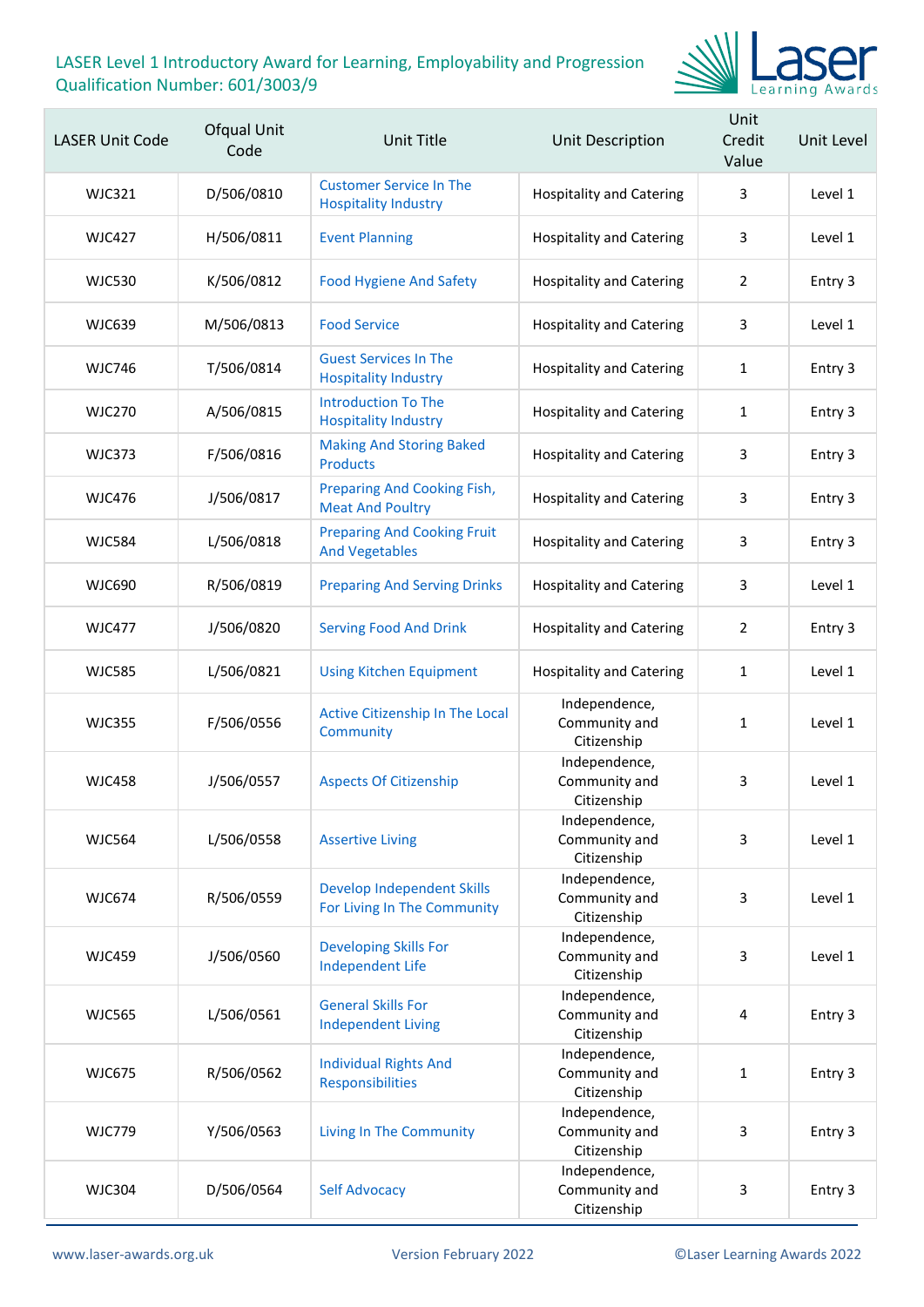LASER Level 1 Introductory Award for Learning, Employability and Progression
Qualification Number: 601/3003/9

| LASER Unit Code | Ofqual Unit Code | Unit Title | Unit Description | Unit Credit Value | Unit Level |
|---|---|---|---|---|---|
| WJC321 | D/506/0810 | Customer Service In The Hospitality Industry | Hospitality and Catering | 3 | Level 1 |
| WJC427 | H/506/0811 | Event Planning | Hospitality and Catering | 3 | Level 1 |
| WJC530 | K/506/0812 | Food Hygiene And Safety | Hospitality and Catering | 2 | Entry 3 |
| WJC639 | M/506/0813 | Food Service | Hospitality and Catering | 3 | Level 1 |
| WJC746 | T/506/0814 | Guest Services In The Hospitality Industry | Hospitality and Catering | 1 | Entry 3 |
| WJC270 | A/506/0815 | Introduction To The Hospitality Industry | Hospitality and Catering | 1 | Entry 3 |
| WJC373 | F/506/0816 | Making And Storing Baked Products | Hospitality and Catering | 3 | Entry 3 |
| WJC476 | J/506/0817 | Preparing And Cooking Fish, Meat And Poultry | Hospitality and Catering | 3 | Entry 3 |
| WJC584 | L/506/0818 | Preparing And Cooking Fruit And Vegetables | Hospitality and Catering | 3 | Entry 3 |
| WJC690 | R/506/0819 | Preparing And Serving Drinks | Hospitality and Catering | 3 | Level 1 |
| WJC477 | J/506/0820 | Serving Food And Drink | Hospitality and Catering | 2 | Entry 3 |
| WJC585 | L/506/0821 | Using Kitchen Equipment | Hospitality and Catering | 1 | Level 1 |
| WJC355 | F/506/0556 | Active Citizenship In The Local Community | Independence, Community and Citizenship | 1 | Level 1 |
| WJC458 | J/506/0557 | Aspects Of Citizenship | Independence, Community and Citizenship | 3 | Level 1 |
| WJC564 | L/506/0558 | Assertive Living | Independence, Community and Citizenship | 3 | Level 1 |
| WJC674 | R/506/0559 | Develop Independent Skills For Living In The Community | Independence, Community and Citizenship | 3 | Level 1 |
| WJC459 | J/506/0560 | Developing Skills For Independent Life | Independence, Community and Citizenship | 3 | Level 1 |
| WJC565 | L/506/0561 | General Skills For Independent Living | Independence, Community and Citizenship | 4 | Entry 3 |
| WJC675 | R/506/0562 | Individual Rights And Responsibilities | Independence, Community and Citizenship | 1 | Entry 3 |
| WJC779 | Y/506/0563 | Living In The Community | Independence, Community and Citizenship | 3 | Entry 3 |
| WJC304 | D/506/0564 | Self Advocacy | Independence, Community and Citizenship | 3 | Entry 3 |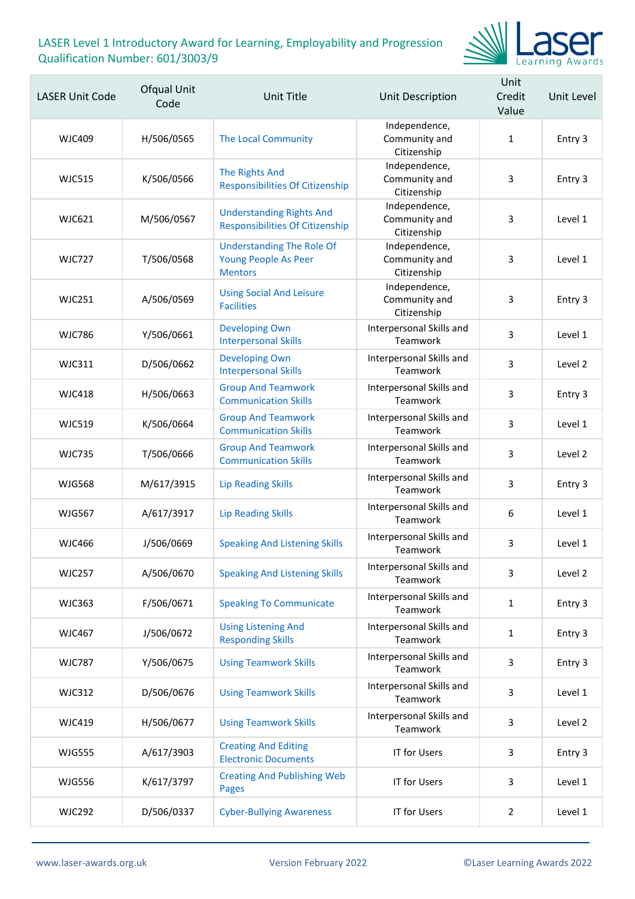LASER Level 1 Introductory Award for Learning, Employability and Progression
Qualification Number: 601/3003/9

| LASER Unit Code | Ofqual Unit Code | Unit Title | Unit Description | Unit Credit Value | Unit Level |
|---|---|---|---|---|---|
| WJC409 | H/506/0565 | The Local Community | Independence, Community and Citizenship | 1 | Entry 3 |
| WJC515 | K/506/0566 | The Rights And Responsibilities Of Citizenship | Independence, Community and Citizenship | 3 | Entry 3 |
| WJC621 | M/506/0567 | Understanding Rights And Responsibilities Of Citizenship | Independence, Community and Citizenship | 3 | Level 1 |
| WJC727 | T/506/0568 | Understanding The Role Of Young People As Peer Mentors | Independence, Community and Citizenship | 3 | Level 1 |
| WJC251 | A/506/0569 | Using Social And Leisure Facilities | Independence, Community and Citizenship | 3 | Entry 3 |
| WJC786 | Y/506/0661 | Developing Own Interpersonal Skills | Interpersonal Skills and Teamwork | 3 | Level 1 |
| WJC311 | D/506/0662 | Developing Own Interpersonal Skills | Interpersonal Skills and Teamwork | 3 | Level 2 |
| WJC418 | H/506/0663 | Group And Teamwork Communication Skills | Interpersonal Skills and Teamwork | 3 | Entry 3 |
| WJC519 | K/506/0664 | Group And Teamwork Communication Skills | Interpersonal Skills and Teamwork | 3 | Level 1 |
| WJC735 | T/506/0666 | Group And Teamwork Communication Skills | Interpersonal Skills and Teamwork | 3 | Level 2 |
| WJG568 | M/617/3915 | Lip Reading Skills | Interpersonal Skills and Teamwork | 3 | Entry 3 |
| WJG567 | A/617/3917 | Lip Reading Skills | Interpersonal Skills and Teamwork | 6 | Level 1 |
| WJC466 | J/506/0669 | Speaking And Listening Skills | Interpersonal Skills and Teamwork | 3 | Level 1 |
| WJC257 | A/506/0670 | Speaking And Listening Skills | Interpersonal Skills and Teamwork | 3 | Level 2 |
| WJC363 | F/506/0671 | Speaking To Communicate | Interpersonal Skills and Teamwork | 1 | Entry 3 |
| WJC467 | J/506/0672 | Using Listening And Responding Skills | Interpersonal Skills and Teamwork | 1 | Entry 3 |
| WJC787 | Y/506/0675 | Using Teamwork Skills | Interpersonal Skills and Teamwork | 3 | Entry 3 |
| WJC312 | D/506/0676 | Using Teamwork Skills | Interpersonal Skills and Teamwork | 3 | Level 1 |
| WJC419 | H/506/0677 | Using Teamwork Skills | Interpersonal Skills and Teamwork | 3 | Level 2 |
| WJG555 | A/617/3903 | Creating And Editing Electronic Documents | IT for Users | 3 | Entry 3 |
| WJG556 | K/617/3797 | Creating And Publishing Web Pages | IT for Users | 3 | Level 1 |
| WJC292 | D/506/0337 | Cyber-Bullying Awareness | IT for Users | 2 | Level 1 |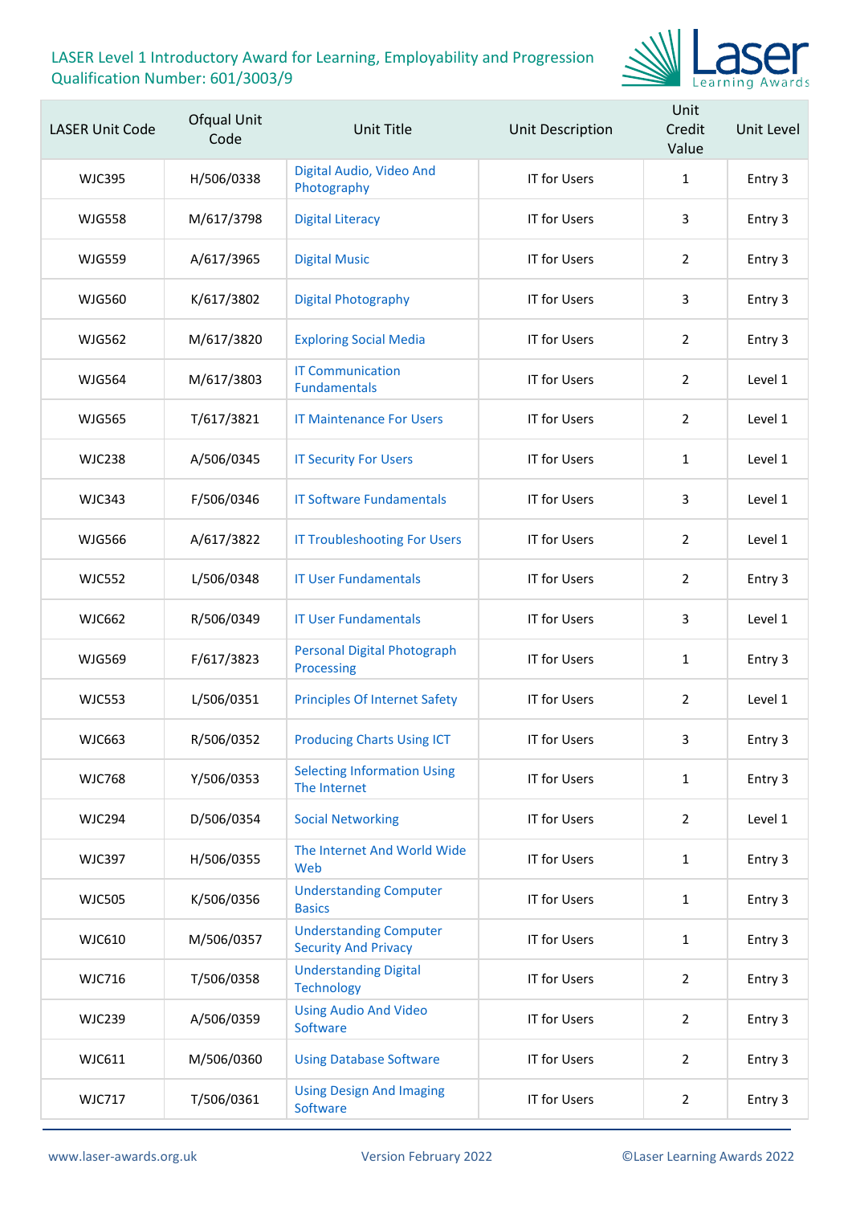LASER Level 1 Introductory Award for Learning, Employability and Progression
Qualification Number: 601/3003/9

| LASER Unit Code | Ofqual Unit Code | Unit Title | Unit Description | Unit Credit Value | Unit Level |
|---|---|---|---|---|---|
| WJC395 | H/506/0338 | Digital Audio, Video And Photography | IT for Users | 1 | Entry 3 |
| WJG558 | M/617/3798 | Digital Literacy | IT for Users | 3 | Entry 3 |
| WJG559 | A/617/3965 | Digital Music | IT for Users | 2 | Entry 3 |
| WJG560 | K/617/3802 | Digital Photography | IT for Users | 3 | Entry 3 |
| WJG562 | M/617/3820 | Exploring Social Media | IT for Users | 2 | Entry 3 |
| WJG564 | M/617/3803 | IT Communication Fundamentals | IT for Users | 2 | Level 1 |
| WJG565 | T/617/3821 | IT Maintenance For Users | IT for Users | 2 | Level 1 |
| WJC238 | A/506/0345 | IT Security For Users | IT for Users | 1 | Level 1 |
| WJC343 | F/506/0346 | IT Software Fundamentals | IT for Users | 3 | Level 1 |
| WJG566 | A/617/3822 | IT Troubleshooting For Users | IT for Users | 2 | Level 1 |
| WJC552 | L/506/0348 | IT User Fundamentals | IT for Users | 2 | Entry 3 |
| WJC662 | R/506/0349 | IT User Fundamentals | IT for Users | 3 | Level 1 |
| WJG569 | F/617/3823 | Personal Digital Photograph Processing | IT for Users | 1 | Entry 3 |
| WJC553 | L/506/0351 | Principles Of Internet Safety | IT for Users | 2 | Level 1 |
| WJC663 | R/506/0352 | Producing Charts Using ICT | IT for Users | 3 | Entry 3 |
| WJC768 | Y/506/0353 | Selecting Information Using The Internet | IT for Users | 1 | Entry 3 |
| WJC294 | D/506/0354 | Social Networking | IT for Users | 2 | Level 1 |
| WJC397 | H/506/0355 | The Internet And World Wide Web | IT for Users | 1 | Entry 3 |
| WJC505 | K/506/0356 | Understanding Computer Basics | IT for Users | 1 | Entry 3 |
| WJC610 | M/506/0357 | Understanding Computer Security And Privacy | IT for Users | 1 | Entry 3 |
| WJC716 | T/506/0358 | Understanding Digital Technology | IT for Users | 2 | Entry 3 |
| WJC239 | A/506/0359 | Using Audio And Video Software | IT for Users | 2 | Entry 3 |
| WJC611 | M/506/0360 | Using Database Software | IT for Users | 2 | Entry 3 |
| WJC717 | T/506/0361 | Using Design And Imaging Software | IT for Users | 2 | Entry 3 |

www.laser-awards.org.uk Version February 2022 ©Laser Learning Awards 2022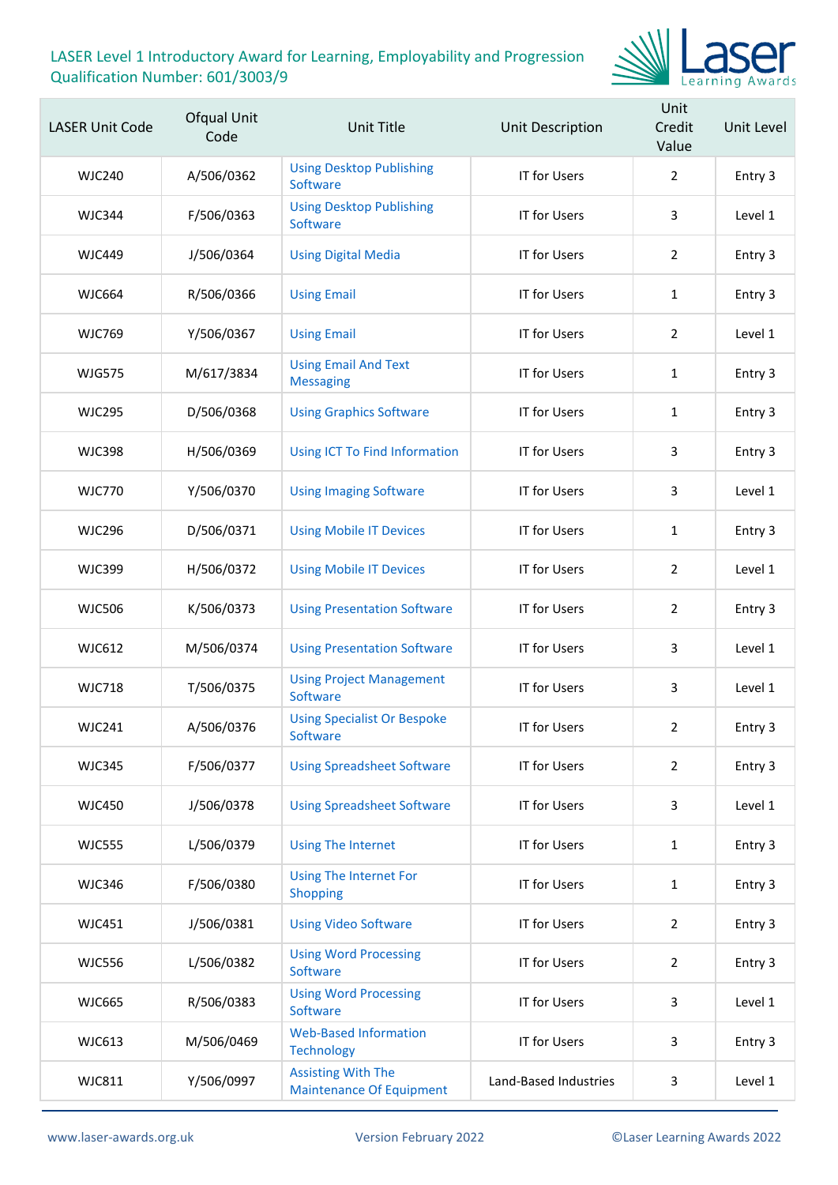LASER Level 1 Introductory Award for Learning, Employability and Progression
Qualification Number: 601/3003/9

| LASER Unit Code | Ofqual Unit Code | Unit Title | Unit Description | Unit Credit Value | Unit Level |
|---|---|---|---|---|---|
| WJC240 | A/506/0362 | Using Desktop Publishing Software | IT for Users | 2 | Entry 3 |
| WJC344 | F/506/0363 | Using Desktop Publishing Software | IT for Users | 3 | Level 1 |
| WJC449 | J/506/0364 | Using Digital Media | IT for Users | 2 | Entry 3 |
| WJC664 | R/506/0366 | Using Email | IT for Users | 1 | Entry 3 |
| WJC769 | Y/506/0367 | Using Email | IT for Users | 2 | Level 1 |
| WJG575 | M/617/3834 | Using Email And Text Messaging | IT for Users | 1 | Entry 3 |
| WJC295 | D/506/0368 | Using Graphics Software | IT for Users | 1 | Entry 3 |
| WJC398 | H/506/0369 | Using ICT To Find Information | IT for Users | 3 | Entry 3 |
| WJC770 | Y/506/0370 | Using Imaging Software | IT for Users | 3 | Level 1 |
| WJC296 | D/506/0371 | Using Mobile IT Devices | IT for Users | 1 | Entry 3 |
| WJC399 | H/506/0372 | Using Mobile IT Devices | IT for Users | 2 | Level 1 |
| WJC506 | K/506/0373 | Using Presentation Software | IT for Users | 2 | Entry 3 |
| WJC612 | M/506/0374 | Using Presentation Software | IT for Users | 3 | Level 1 |
| WJC718 | T/506/0375 | Using Project Management Software | IT for Users | 3 | Level 1 |
| WJC241 | A/506/0376 | Using Specialist Or Bespoke Software | IT for Users | 2 | Entry 3 |
| WJC345 | F/506/0377 | Using Spreadsheet Software | IT for Users | 2 | Entry 3 |
| WJC450 | J/506/0378 | Using Spreadsheet Software | IT for Users | 3 | Level 1 |
| WJC555 | L/506/0379 | Using The Internet | IT for Users | 1 | Entry 3 |
| WJC346 | F/506/0380 | Using The Internet For Shopping | IT for Users | 1 | Entry 3 |
| WJC451 | J/506/0381 | Using Video Software | IT for Users | 2 | Entry 3 |
| WJC556 | L/506/0382 | Using Word Processing Software | IT for Users | 2 | Entry 3 |
| WJC665 | R/506/0383 | Using Word Processing Software | IT for Users | 3 | Level 1 |
| WJC613 | M/506/0469 | Web-Based Information Technology | IT for Users | 3 | Entry 3 |
| WJC811 | Y/506/0997 | Assisting With The Maintenance Of Equipment | Land-Based Industries | 3 | Level 1 |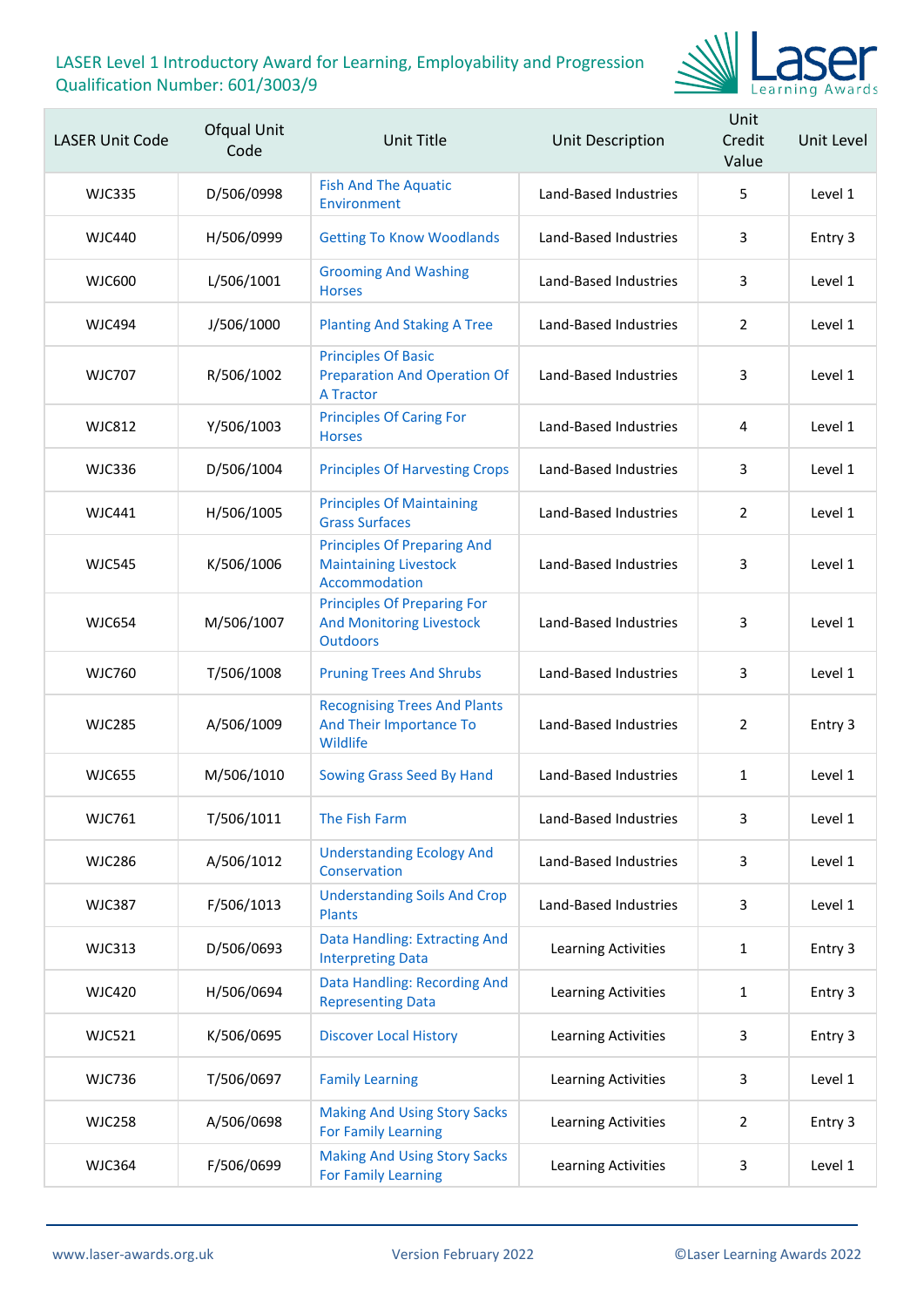LASER Level 1 Introductory Award for Learning, Employability and Progression
Qualification Number: 601/3003/9

| LASER Unit Code | Ofqual Unit Code | Unit Title | Unit Description | Unit Credit Value | Unit Level |
| --- | --- | --- | --- | --- | --- |
| WJC335 | D/506/0998 | Fish And The Aquatic Environment | Land-Based Industries | 5 | Level 1 |
| WJC440 | H/506/0999 | Getting To Know Woodlands | Land-Based Industries | 3 | Entry 3 |
| WJC600 | L/506/1001 | Grooming And Washing Horses | Land-Based Industries | 3 | Level 1 |
| WJC494 | J/506/1000 | Planting And Staking A Tree | Land-Based Industries | 2 | Level 1 |
| WJC707 | R/506/1002 | Principles Of Basic Preparation And Operation Of A Tractor | Land-Based Industries | 3 | Level 1 |
| WJC812 | Y/506/1003 | Principles Of Caring For Horses | Land-Based Industries | 4 | Level 1 |
| WJC336 | D/506/1004 | Principles Of Harvesting Crops | Land-Based Industries | 3 | Level 1 |
| WJC441 | H/506/1005 | Principles Of Maintaining Grass Surfaces | Land-Based Industries | 2 | Level 1 |
| WJC545 | K/506/1006 | Principles Of Preparing And Maintaining Livestock Accommodation | Land-Based Industries | 3 | Level 1 |
| WJC654 | M/506/1007 | Principles Of Preparing For And Monitoring Livestock Outdoors | Land-Based Industries | 3 | Level 1 |
| WJC760 | T/506/1008 | Pruning Trees And Shrubs | Land-Based Industries | 3 | Level 1 |
| WJC285 | A/506/1009 | Recognising Trees And Plants And Their Importance To Wildlife | Land-Based Industries | 2 | Entry 3 |
| WJC655 | M/506/1010 | Sowing Grass Seed By Hand | Land-Based Industries | 1 | Level 1 |
| WJC761 | T/506/1011 | The Fish Farm | Land-Based Industries | 3 | Level 1 |
| WJC286 | A/506/1012 | Understanding Ecology And Conservation | Land-Based Industries | 3 | Level 1 |
| WJC387 | F/506/1013 | Understanding Soils And Crop Plants | Land-Based Industries | 3 | Level 1 |
| WJC313 | D/506/0693 | Data Handling: Extracting And Interpreting Data | Learning Activities | 1 | Entry 3 |
| WJC420 | H/506/0694 | Data Handling: Recording And Representing Data | Learning Activities | 1 | Entry 3 |
| WJC521 | K/506/0695 | Discover Local History | Learning Activities | 3 | Entry 3 |
| WJC736 | T/506/0697 | Family Learning | Learning Activities | 3 | Level 1 |
| WJC258 | A/506/0698 | Making And Using Story Sacks For Family Learning | Learning Activities | 2 | Entry 3 |
| WJC364 | F/506/0699 | Making And Using Story Sacks For Family Learning | Learning Activities | 3 | Level 1 |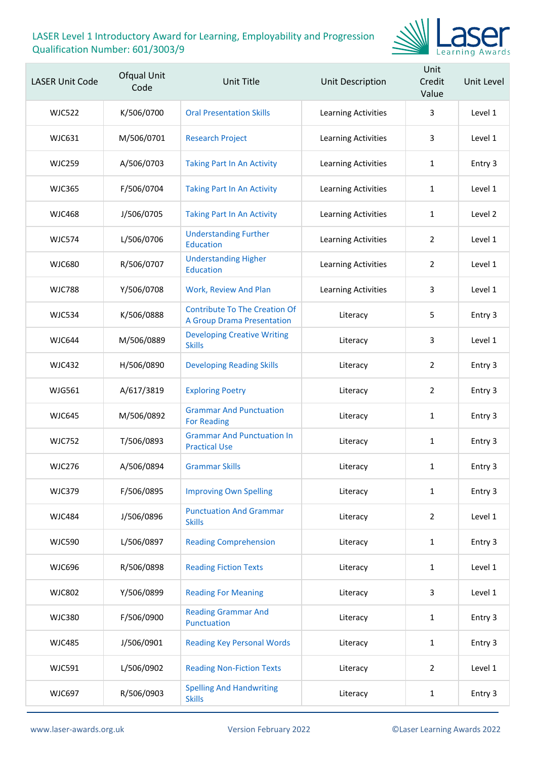LASER Level 1 Introductory Award for Learning, Employability and Progression
Qualification Number: 601/3003/9

| LASER Unit Code | Ofqual Unit Code | Unit Title | Unit Description | Unit Credit Value | Unit Level |
|---|---|---|---|---|---|
| WJC522 | K/506/0700 | Oral Presentation Skills | Learning Activities | 3 | Level 1 |
| WJC631 | M/506/0701 | Research Project | Learning Activities | 3 | Level 1 |
| WJC259 | A/506/0703 | Taking Part In An Activity | Learning Activities | 1 | Entry 3 |
| WJC365 | F/506/0704 | Taking Part In An Activity | Learning Activities | 1 | Level 1 |
| WJC468 | J/506/0705 | Taking Part In An Activity | Learning Activities | 1 | Level 2 |
| WJC574 | L/506/0706 | Understanding Further Education | Learning Activities | 2 | Level 1 |
| WJC680 | R/506/0707 | Understanding Higher Education | Learning Activities | 2 | Level 1 |
| WJC788 | Y/506/0708 | Work, Review And Plan | Learning Activities | 3 | Level 1 |
| WJC534 | K/506/0888 | Contribute To The Creation Of A Group Drama Presentation | Literacy | 5 | Entry 3 |
| WJC644 | M/506/0889 | Developing Creative Writing Skills | Literacy | 3 | Level 1 |
| WJC432 | H/506/0890 | Developing Reading Skills | Literacy | 2 | Entry 3 |
| WJG561 | A/617/3819 | Exploring Poetry | Literacy | 2 | Entry 3 |
| WJC645 | M/506/0892 | Grammar And Punctuation For Reading | Literacy | 1 | Entry 3 |
| WJC752 | T/506/0893 | Grammar And Punctuation In Practical Use | Literacy | 1 | Entry 3 |
| WJC276 | A/506/0894 | Grammar Skills | Literacy | 1 | Entry 3 |
| WJC379 | F/506/0895 | Improving Own Spelling | Literacy | 1 | Entry 3 |
| WJC484 | J/506/0896 | Punctuation And Grammar Skills | Literacy | 2 | Level 1 |
| WJC590 | L/506/0897 | Reading Comprehension | Literacy | 1 | Entry 3 |
| WJC696 | R/506/0898 | Reading Fiction Texts | Literacy | 1 | Level 1 |
| WJC802 | Y/506/0899 | Reading For Meaning | Literacy | 3 | Level 1 |
| WJC380 | F/506/0900 | Reading Grammar And Punctuation | Literacy | 1 | Entry 3 |
| WJC485 | J/506/0901 | Reading Key Personal Words | Literacy | 1 | Entry 3 |
| WJC591 | L/506/0902 | Reading Non-Fiction Texts | Literacy | 2 | Level 1 |
| WJC697 | R/506/0903 | Spelling And Handwriting Skills | Literacy | 1 | Entry 3 |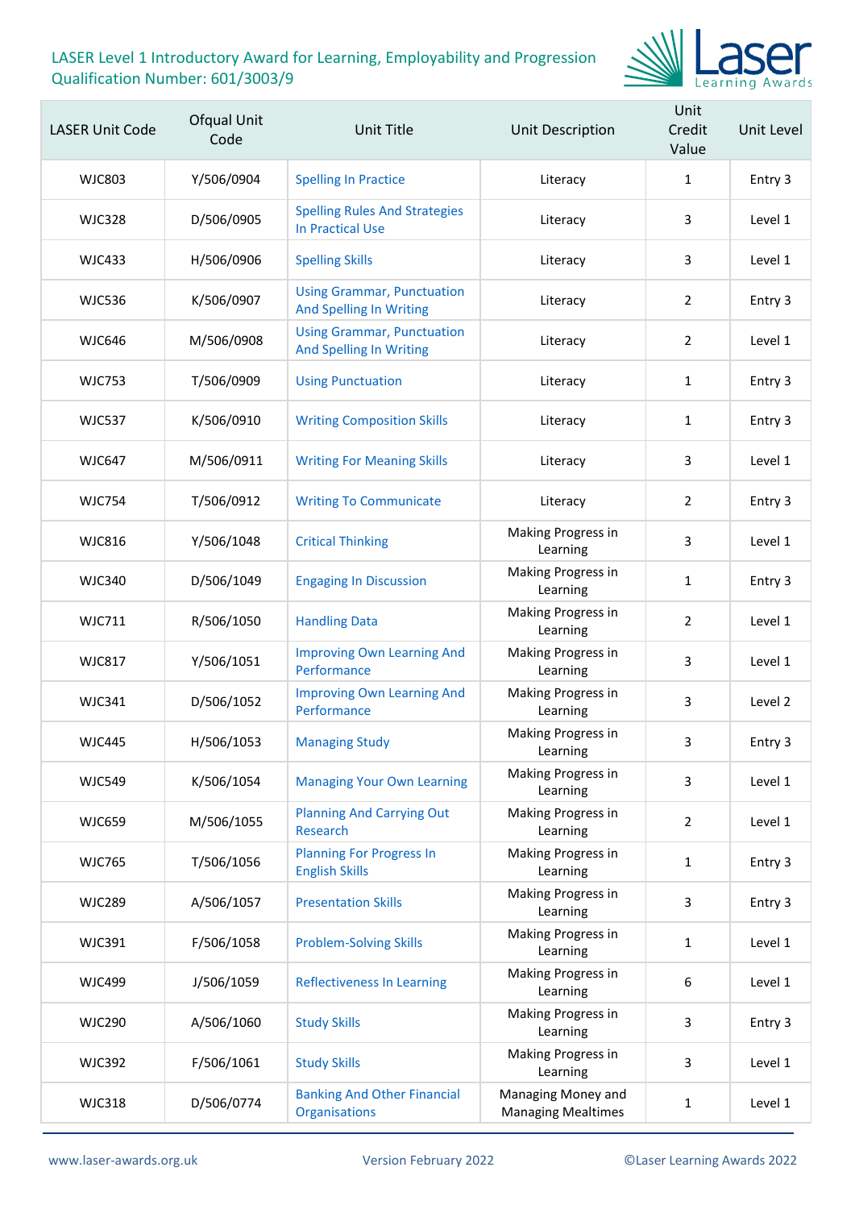LASER Level 1 Introductory Award for Learning, Employability and Progression
Qualification Number: 601/3003/9

| LASER Unit Code | Ofqual Unit Code | Unit Title | Unit Description | Unit Credit Value | Unit Level |
|---|---|---|---|---|---|
| WJC803 | Y/506/0904 | Spelling In Practice | Literacy | 1 | Entry 3 |
| WJC328 | D/506/0905 | Spelling Rules And Strategies In Practical Use | Literacy | 3 | Level 1 |
| WJC433 | H/506/0906 | Spelling Skills | Literacy | 3 | Level 1 |
| WJC536 | K/506/0907 | Using Grammar, Punctuation And Spelling In Writing | Literacy | 2 | Entry 3 |
| WJC646 | M/506/0908 | Using Grammar, Punctuation And Spelling In Writing | Literacy | 2 | Level 1 |
| WJC753 | T/506/0909 | Using Punctuation | Literacy | 1 | Entry 3 |
| WJC537 | K/506/0910 | Writing Composition Skills | Literacy | 1 | Entry 3 |
| WJC647 | M/506/0911 | Writing For Meaning Skills | Literacy | 3 | Level 1 |
| WJC754 | T/506/0912 | Writing To Communicate | Literacy | 2 | Entry 3 |
| WJC816 | Y/506/1048 | Critical Thinking | Making Progress in Learning | 3 | Level 1 |
| WJC340 | D/506/1049 | Engaging In Discussion | Making Progress in Learning | 1 | Entry 3 |
| WJC711 | R/506/1050 | Handling Data | Making Progress in Learning | 2 | Level 1 |
| WJC817 | Y/506/1051 | Improving Own Learning And Performance | Making Progress in Learning | 3 | Level 1 |
| WJC341 | D/506/1052 | Improving Own Learning And Performance | Making Progress in Learning | 3 | Level 2 |
| WJC445 | H/506/1053 | Managing Study | Making Progress in Learning | 3 | Entry 3 |
| WJC549 | K/506/1054 | Managing Your Own Learning | Making Progress in Learning | 3 | Level 1 |
| WJC659 | M/506/1055 | Planning And Carrying Out Research | Making Progress in Learning | 2 | Level 1 |
| WJC765 | T/506/1056 | Planning For Progress In English Skills | Making Progress in Learning | 1 | Entry 3 |
| WJC289 | A/506/1057 | Presentation Skills | Making Progress in Learning | 3 | Entry 3 |
| WJC391 | F/506/1058 | Problem-Solving Skills | Making Progress in Learning | 1 | Level 1 |
| WJC499 | J/506/1059 | Reflectiveness In Learning | Making Progress in Learning | 6 | Level 1 |
| WJC290 | A/506/1060 | Study Skills | Making Progress in Learning | 3 | Entry 3 |
| WJC392 | F/506/1061 | Study Skills | Making Progress in Learning | 3 | Level 1 |
| WJC318 | D/506/0774 | Banking And Other Financial Organisations | Managing Money and Managing Mealtimes | 1 | Level 1 |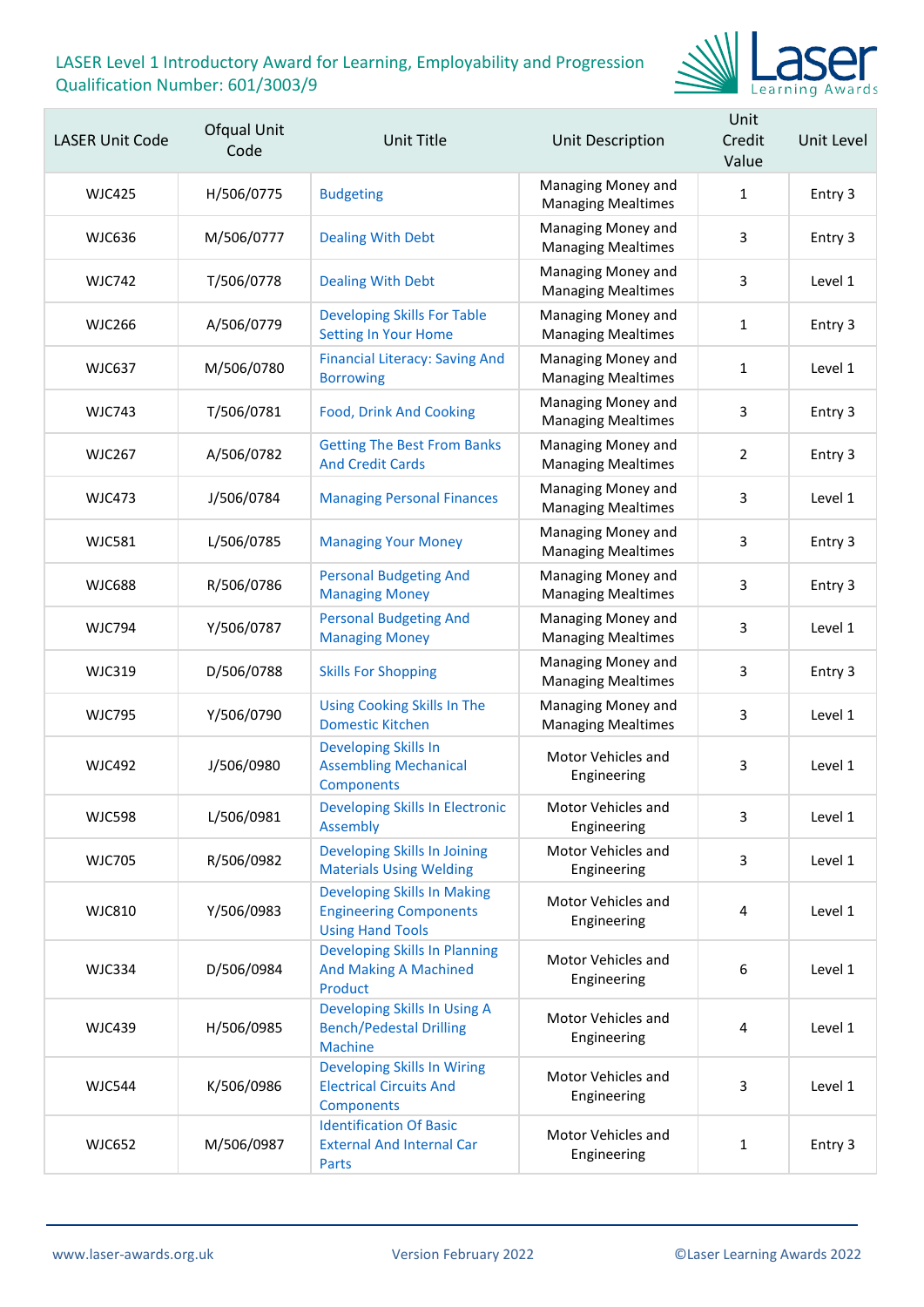LASER Level 1 Introductory Award for Learning, Employability and Progression
Qualification Number: 601/3003/9

| LASER Unit Code | Ofqual Unit Code | Unit Title | Unit Description | Unit Credit Value | Unit Level |
|---|---|---|---|---|---|
| WJC425 | H/506/0775 | Budgeting | Managing Money and Managing Mealtimes | 1 | Entry 3 |
| WJC636 | M/506/0777 | Dealing With Debt | Managing Money and Managing Mealtimes | 3 | Entry 3 |
| WJC742 | T/506/0778 | Dealing With Debt | Managing Money and Managing Mealtimes | 3 | Level 1 |
| WJC266 | A/506/0779 | Developing Skills For Table Setting In Your Home | Managing Money and Managing Mealtimes | 1 | Entry 3 |
| WJC637 | M/506/0780 | Financial Literacy: Saving And Borrowing | Managing Money and Managing Mealtimes | 1 | Level 1 |
| WJC743 | T/506/0781 | Food, Drink And Cooking | Managing Money and Managing Mealtimes | 3 | Entry 3 |
| WJC267 | A/506/0782 | Getting The Best From Banks And Credit Cards | Managing Money and Managing Mealtimes | 2 | Entry 3 |
| WJC473 | J/506/0784 | Managing Personal Finances | Managing Money and Managing Mealtimes | 3 | Level 1 |
| WJC581 | L/506/0785 | Managing Your Money | Managing Money and Managing Mealtimes | 3 | Entry 3 |
| WJC688 | R/506/0786 | Personal Budgeting And Managing Money | Managing Money and Managing Mealtimes | 3 | Entry 3 |
| WJC794 | Y/506/0787 | Personal Budgeting And Managing Money | Managing Money and Managing Mealtimes | 3 | Level 1 |
| WJC319 | D/506/0788 | Skills For Shopping | Managing Money and Managing Mealtimes | 3 | Entry 3 |
| WJC795 | Y/506/0790 | Using Cooking Skills In The Domestic Kitchen | Managing Money and Managing Mealtimes | 3 | Level 1 |
| WJC492 | J/506/0980 | Developing Skills In Assembling Mechanical Components | Motor Vehicles and Engineering | 3 | Level 1 |
| WJC598 | L/506/0981 | Developing Skills In Electronic Assembly | Motor Vehicles and Engineering | 3 | Level 1 |
| WJC705 | R/506/0982 | Developing Skills In Joining Materials Using Welding | Motor Vehicles and Engineering | 3 | Level 1 |
| WJC810 | Y/506/0983 | Developing Skills In Making Engineering Components Using Hand Tools | Motor Vehicles and Engineering | 4 | Level 1 |
| WJC334 | D/506/0984 | Developing Skills In Planning And Making A Machined Product | Motor Vehicles and Engineering | 6 | Level 1 |
| WJC439 | H/506/0985 | Developing Skills In Using A Bench/Pedestal Drilling Machine | Motor Vehicles and Engineering | 4 | Level 1 |
| WJC544 | K/506/0986 | Developing Skills In Wiring Electrical Circuits And Components | Motor Vehicles and Engineering | 3 | Level 1 |
| WJC652 | M/506/0987 | Identification Of Basic External And Internal Car Parts | Motor Vehicles and Engineering | 1 | Entry 3 |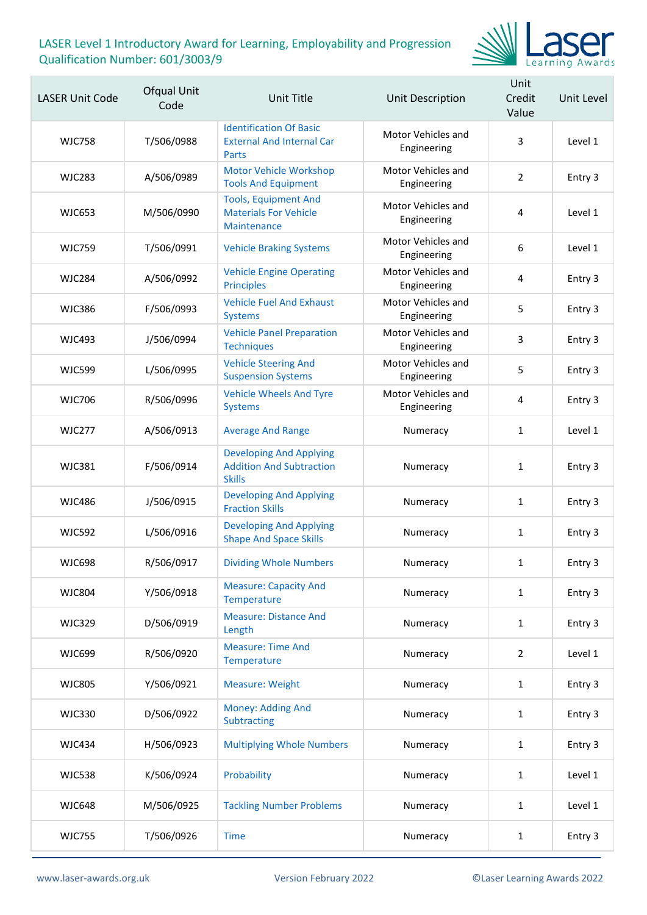LASER Level 1 Introductory Award for Learning, Employability and Progression
Qualification Number: 601/3003/9

| LASER Unit Code | Ofqual Unit Code | Unit Title | Unit Description | Unit Credit Value | Unit Level |
|---|---|---|---|---|---|
| WJC758 | T/506/0988 | Identification Of Basic External And Internal Car Parts | Motor Vehicles and Engineering | 3 | Level 1 |
| WJC283 | A/506/0989 | Motor Vehicle Workshop Tools And Equipment | Motor Vehicles and Engineering | 2 | Entry 3 |
| WJC653 | M/506/0990 | Tools, Equipment And Materials For Vehicle Maintenance | Motor Vehicles and Engineering | 4 | Level 1 |
| WJC759 | T/506/0991 | Vehicle Braking Systems | Motor Vehicles and Engineering | 6 | Level 1 |
| WJC284 | A/506/0992 | Vehicle Engine Operating Principles | Motor Vehicles and Engineering | 4 | Entry 3 |
| WJC386 | F/506/0993 | Vehicle Fuel And Exhaust Systems | Motor Vehicles and Engineering | 5 | Entry 3 |
| WJC493 | J/506/0994 | Vehicle Panel Preparation Techniques | Motor Vehicles and Engineering | 3 | Entry 3 |
| WJC599 | L/506/0995 | Vehicle Steering And Suspension Systems | Motor Vehicles and Engineering | 5 | Entry 3 |
| WJC706 | R/506/0996 | Vehicle Wheels And Tyre Systems | Motor Vehicles and Engineering | 4 | Entry 3 |
| WJC277 | A/506/0913 | Average And Range | Numeracy | 1 | Level 1 |
| WJC381 | F/506/0914 | Developing And Applying Addition And Subtraction Skills | Numeracy | 1 | Entry 3 |
| WJC486 | J/506/0915 | Developing And Applying Fraction Skills | Numeracy | 1 | Entry 3 |
| WJC592 | L/506/0916 | Developing And Applying Shape And Space Skills | Numeracy | 1 | Entry 3 |
| WJC698 | R/506/0917 | Dividing Whole Numbers | Numeracy | 1 | Entry 3 |
| WJC804 | Y/506/0918 | Measure: Capacity And Temperature | Numeracy | 1 | Entry 3 |
| WJC329 | D/506/0919 | Measure: Distance And Length | Numeracy | 1 | Entry 3 |
| WJC699 | R/506/0920 | Measure: Time And Temperature | Numeracy | 2 | Level 1 |
| WJC805 | Y/506/0921 | Measure: Weight | Numeracy | 1 | Entry 3 |
| WJC330 | D/506/0922 | Money: Adding And Subtracting | Numeracy | 1 | Entry 3 |
| WJC434 | H/506/0923 | Multiplying Whole Numbers | Numeracy | 1 | Entry 3 |
| WJC538 | K/506/0924 | Probability | Numeracy | 1 | Level 1 |
| WJC648 | M/506/0925 | Tackling Number Problems | Numeracy | 1 | Level 1 |
| WJC755 | T/506/0926 | Time | Numeracy | 1 | Entry 3 |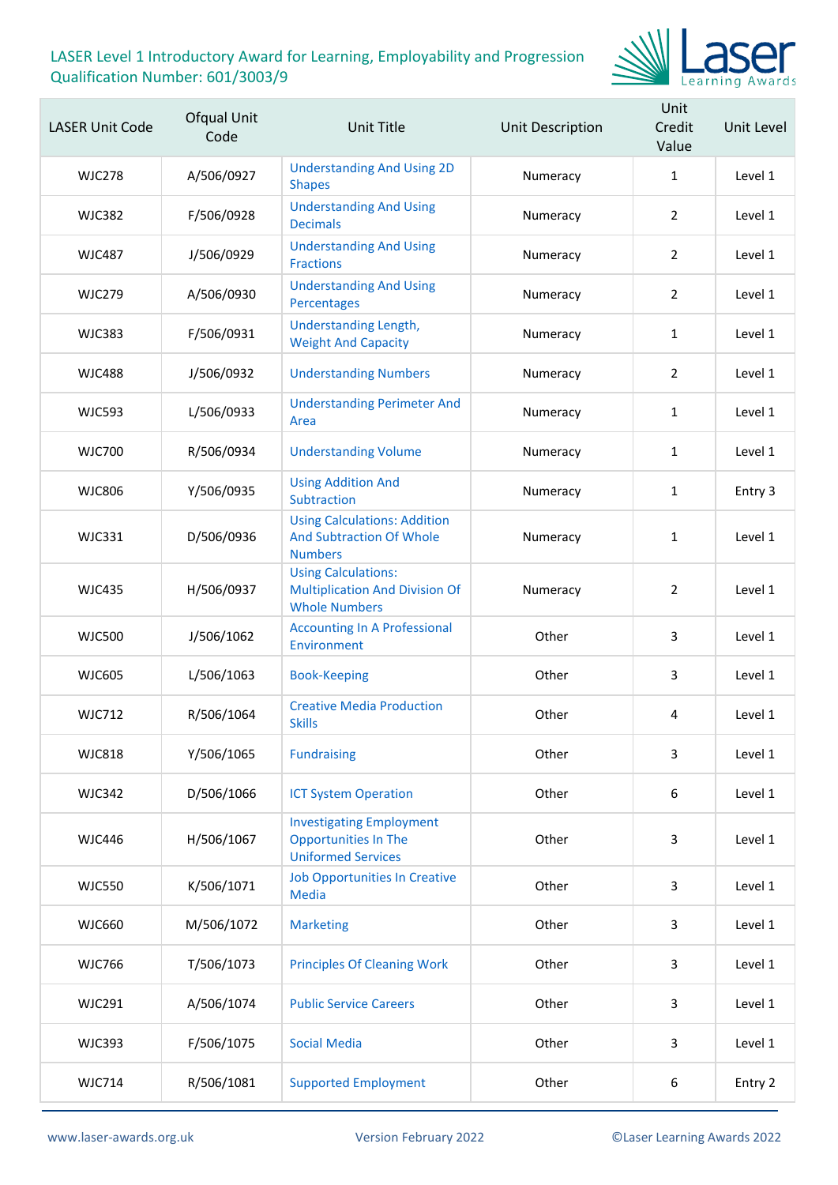| LASER Unit Code | Ofqual Unit Code | Unit Title | Unit Description | Unit Credit Value | Unit Level |
|---|---|---|---|---|---|
| WJC278 | A/506/0927 | Understanding And Using 2D Shapes | Numeracy | 1 | Level 1 |
| WJC382 | F/506/0928 | Understanding And Using Decimals | Numeracy | 2 | Level 1 |
| WJC487 | J/506/0929 | Understanding And Using Fractions | Numeracy | 2 | Level 1 |
| WJC279 | A/506/0930 | Understanding And Using Percentages | Numeracy | 2 | Level 1 |
| WJC383 | F/506/0931 | Understanding Length, Weight And Capacity | Numeracy | 1 | Level 1 |
| WJC488 | J/506/0932 | Understanding Numbers | Numeracy | 2 | Level 1 |
| WJC593 | L/506/0933 | Understanding Perimeter And Area | Numeracy | 1 | Level 1 |
| WJC700 | R/506/0934 | Understanding Volume | Numeracy | 1 | Level 1 |
| WJC806 | Y/506/0935 | Using Addition And Subtraction | Numeracy | 1 | Entry 3 |
| WJC331 | D/506/0936 | Using Calculations: Addition And Subtraction Of Whole Numbers | Numeracy | 1 | Level 1 |
| WJC435 | H/506/0937 | Using Calculations: Multiplication And Division Of Whole Numbers | Numeracy | 2 | Level 1 |
| WJC500 | J/506/1062 | Accounting In A Professional Environment | Other | 3 | Level 1 |
| WJC605 | L/506/1063 | Book-Keeping | Other | 3 | Level 1 |
| WJC712 | R/506/1064 | Creative Media Production Skills | Other | 4 | Level 1 |
| WJC818 | Y/506/1065 | Fundraising | Other | 3 | Level 1 |
| WJC342 | D/506/1066 | ICT System Operation | Other | 6 | Level 1 |
| WJC446 | H/506/1067 | Investigating Employment Opportunities In The Uniformed Services | Other | 3 | Level 1 |
| WJC550 | K/506/1071 | Job Opportunities In Creative Media | Other | 3 | Level 1 |
| WJC660 | M/506/1072 | Marketing | Other | 3 | Level 1 |
| WJC766 | T/506/1073 | Principles Of Cleaning Work | Other | 3 | Level 1 |
| WJC291 | A/506/1074 | Public Service Careers | Other | 3 | Level 1 |
| WJC393 | F/506/1075 | Social Media | Other | 3 | Level 1 |
| WJC714 | R/506/1081 | Supported Employment | Other | 6 | Entry 2 |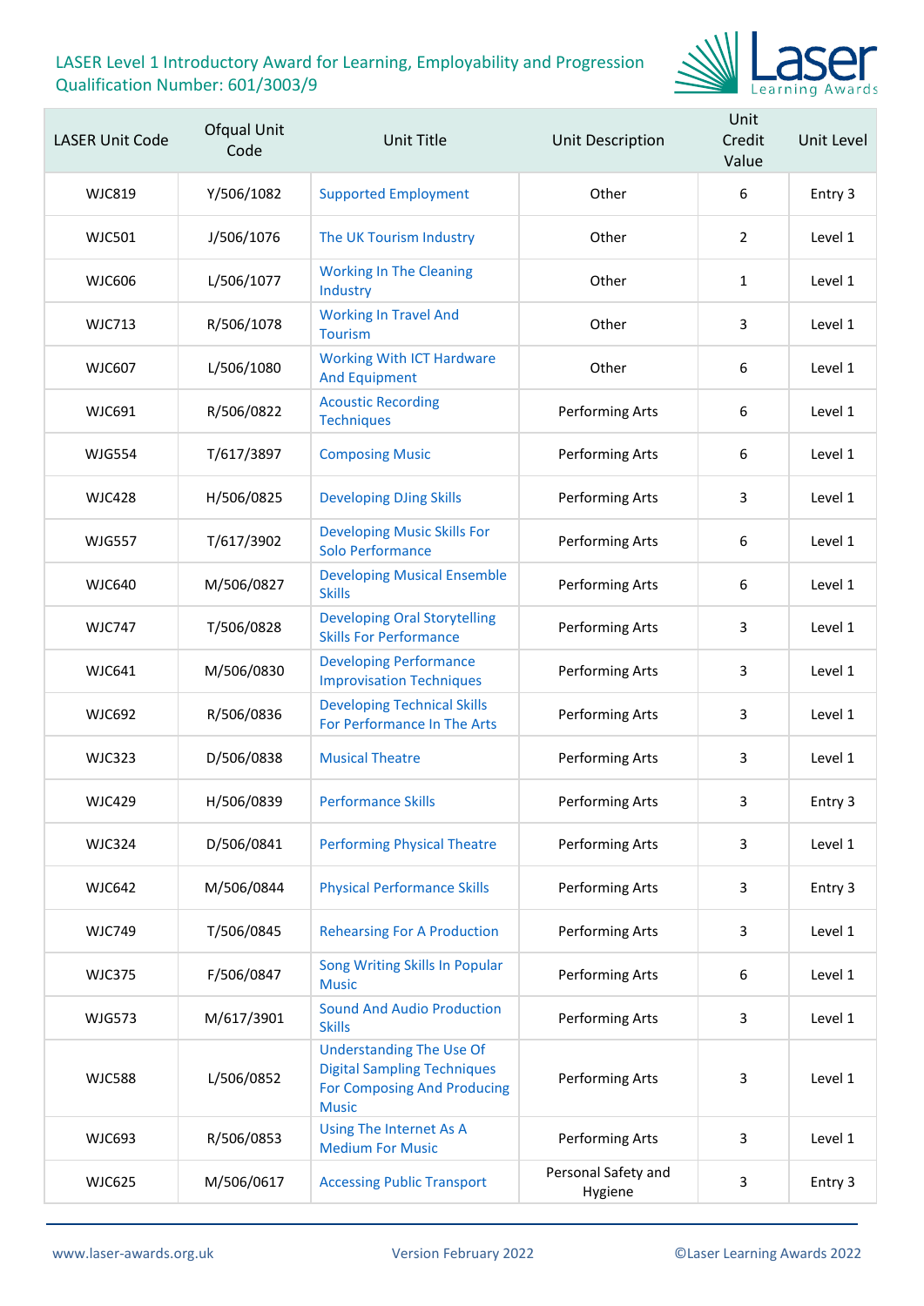LASER Level 1 Introductory Award for Learning, Employability and Progression
Qualification Number: 601/3003/9

| LASER Unit Code | Ofqual Unit Code | Unit Title | Unit Description | Unit Credit Value | Unit Level |
|---|---|---|---|---|---|
| WJC819 | Y/506/1082 | Supported Employment | Other | 6 | Entry 3 |
| WJC501 | J/506/1076 | The UK Tourism Industry | Other | 2 | Level 1 |
| WJC606 | L/506/1077 | Working In The Cleaning Industry | Other | 1 | Level 1 |
| WJC713 | R/506/1078 | Working In Travel And Tourism | Other | 3 | Level 1 |
| WJC607 | L/506/1080 | Working With ICT Hardware And Equipment | Other | 6 | Level 1 |
| WJC691 | R/506/0822 | Acoustic Recording Techniques | Performing Arts | 6 | Level 1 |
| WJG554 | T/617/3897 | Composing Music | Performing Arts | 6 | Level 1 |
| WJC428 | H/506/0825 | Developing DJing Skills | Performing Arts | 3 | Level 1 |
| WJG557 | T/617/3902 | Developing Music Skills For Solo Performance | Performing Arts | 6 | Level 1 |
| WJC640 | M/506/0827 | Developing Musical Ensemble Skills | Performing Arts | 6 | Level 1 |
| WJC747 | T/506/0828 | Developing Oral Storytelling Skills For Performance | Performing Arts | 3 | Level 1 |
| WJC641 | M/506/0830 | Developing Performance Improvisation Techniques | Performing Arts | 3 | Level 1 |
| WJC692 | R/506/0836 | Developing Technical Skills For Performance In The Arts | Performing Arts | 3 | Level 1 |
| WJC323 | D/506/0838 | Musical Theatre | Performing Arts | 3 | Level 1 |
| WJC429 | H/506/0839 | Performance Skills | Performing Arts | 3 | Entry 3 |
| WJC324 | D/506/0841 | Performing Physical Theatre | Performing Arts | 3 | Level 1 |
| WJC642 | M/506/0844 | Physical Performance Skills | Performing Arts | 3 | Entry 3 |
| WJC749 | T/506/0845 | Rehearsing For A Production | Performing Arts | 3 | Level 1 |
| WJC375 | F/506/0847 | Song Writing Skills In Popular Music | Performing Arts | 6 | Level 1 |
| WJG573 | M/617/3901 | Sound And Audio Production Skills | Performing Arts | 3 | Level 1 |
| WJC588 | L/506/0852 | Understanding The Use Of Digital Sampling Techniques For Composing And Producing Music | Performing Arts | 3 | Level 1 |
| WJC693 | R/506/0853 | Using The Internet As A Medium For Music | Performing Arts | 3 | Level 1 |
| WJC625 | M/506/0617 | Accessing Public Transport | Personal Safety and Hygiene | 3 | Entry 3 |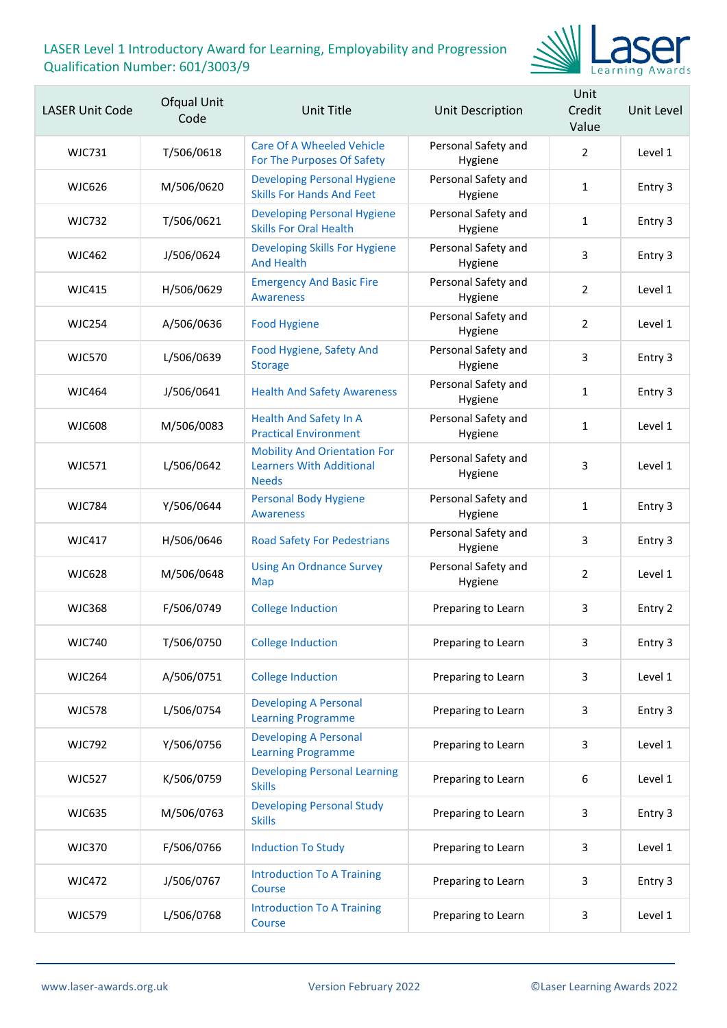LASER Level 1 Introductory Award for Learning, Employability and Progression
Qualification Number: 601/3003/9

| LASER Unit Code | Ofqual Unit Code | Unit Title | Unit Description | Unit Credit Value | Unit Level |
|---|---|---|---|---|---|
| WJC731 | T/506/0618 | Care Of A Wheeled Vehicle For The Purposes Of Safety | Personal Safety and Hygiene | 2 | Level 1 |
| WJC626 | M/506/0620 | Developing Personal Hygiene Skills For Hands And Feet | Personal Safety and Hygiene | 1 | Entry 3 |
| WJC732 | T/506/0621 | Developing Personal Hygiene Skills For Oral Health | Personal Safety and Hygiene | 1 | Entry 3 |
| WJC462 | J/506/0624 | Developing Skills For Hygiene And Health | Personal Safety and Hygiene | 3 | Entry 3 |
| WJC415 | H/506/0629 | Emergency And Basic Fire Awareness | Personal Safety and Hygiene | 2 | Level 1 |
| WJC254 | A/506/0636 | Food Hygiene | Personal Safety and Hygiene | 2 | Level 1 |
| WJC570 | L/506/0639 | Food Hygiene, Safety And Storage | Personal Safety and Hygiene | 3 | Entry 3 |
| WJC464 | J/506/0641 | Health And Safety Awareness | Personal Safety and Hygiene | 1 | Entry 3 |
| WJC608 | M/506/0083 | Health And Safety In A Practical Environment | Personal Safety and Hygiene | 1 | Level 1 |
| WJC571 | L/506/0642 | Mobility And Orientation For Learners With Additional Needs | Personal Safety and Hygiene | 3 | Level 1 |
| WJC784 | Y/506/0644 | Personal Body Hygiene Awareness | Personal Safety and Hygiene | 1 | Entry 3 |
| WJC417 | H/506/0646 | Road Safety For Pedestrians | Personal Safety and Hygiene | 3 | Entry 3 |
| WJC628 | M/506/0648 | Using An Ordnance Survey Map | Personal Safety and Hygiene | 2 | Level 1 |
| WJC368 | F/506/0749 | College Induction | Preparing to Learn | 3 | Entry 2 |
| WJC740 | T/506/0750 | College Induction | Preparing to Learn | 3 | Entry 3 |
| WJC264 | A/506/0751 | College Induction | Preparing to Learn | 3 | Level 1 |
| WJC578 | L/506/0754 | Developing A Personal Learning Programme | Preparing to Learn | 3 | Entry 3 |
| WJC792 | Y/506/0756 | Developing A Personal Learning Programme | Preparing to Learn | 3 | Level 1 |
| WJC527 | K/506/0759 | Developing Personal Learning Skills | Preparing to Learn | 6 | Level 1 |
| WJC635 | M/506/0763 | Developing Personal Study Skills | Preparing to Learn | 3 | Entry 3 |
| WJC370 | F/506/0766 | Induction To Study | Preparing to Learn | 3 | Level 1 |
| WJC472 | J/506/0767 | Introduction To A Training Course | Preparing to Learn | 3 | Entry 3 |
| WJC579 | L/506/0768 | Introduction To A Training Course | Preparing to Learn | 3 | Level 1 |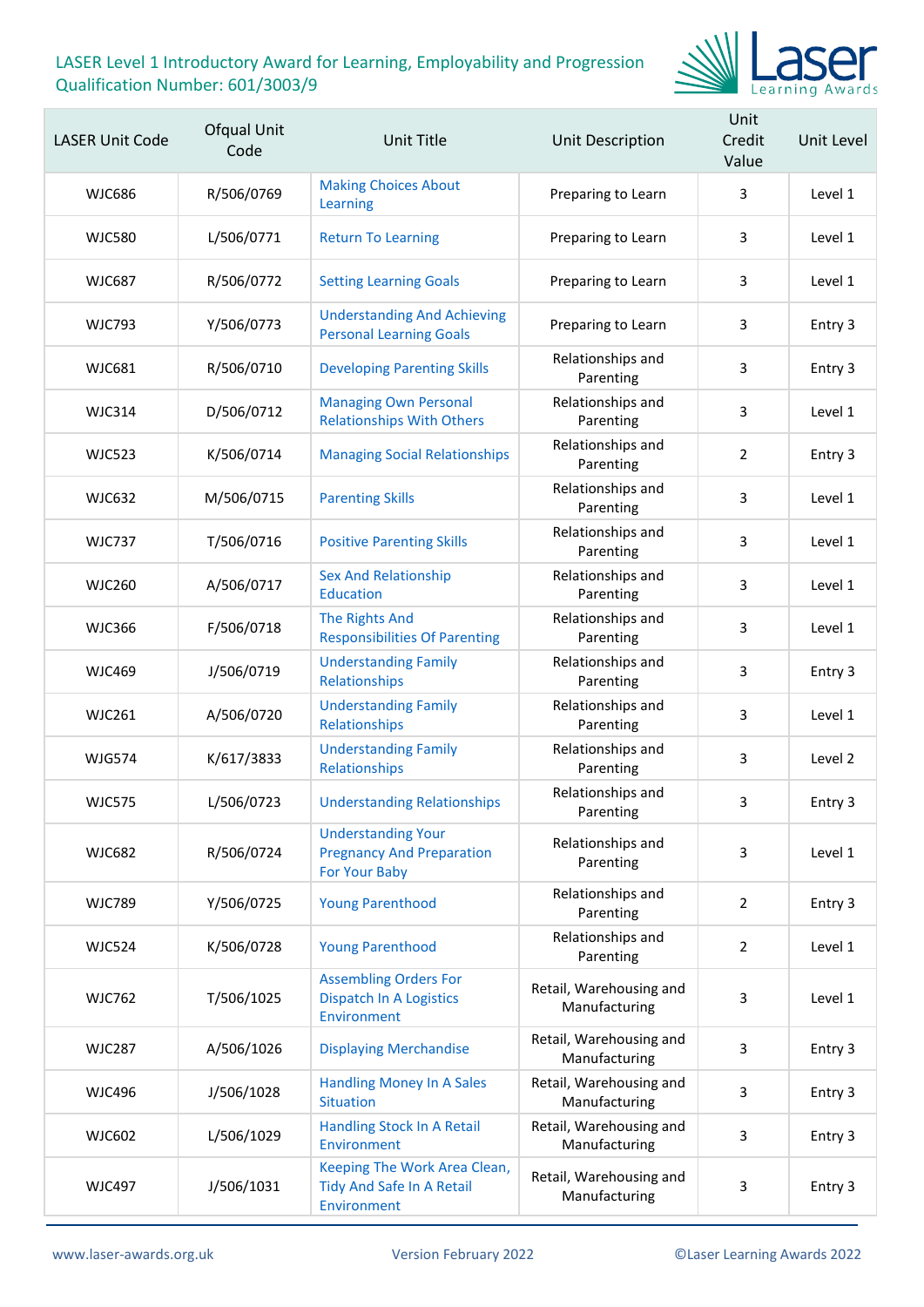LASER Level 1 Introductory Award for Learning, Employability and Progression
Qualification Number: 601/3003/9

| LASER Unit Code | Ofqual Unit Code | Unit Title | Unit Description | Unit Credit Value | Unit Level |
|---|---|---|---|---|---|
| WJC686 | R/506/0769 | Making Choices About Learning | Preparing to Learn | 3 | Level 1 |
| WJC580 | L/506/0771 | Return To Learning | Preparing to Learn | 3 | Level 1 |
| WJC687 | R/506/0772 | Setting Learning Goals | Preparing to Learn | 3 | Level 1 |
| WJC793 | Y/506/0773 | Understanding And Achieving Personal Learning Goals | Preparing to Learn | 3 | Entry 3 |
| WJC681 | R/506/0710 | Developing Parenting Skills | Relationships and Parenting | 3 | Entry 3 |
| WJC314 | D/506/0712 | Managing Own Personal Relationships With Others | Relationships and Parenting | 3 | Level 1 |
| WJC523 | K/506/0714 | Managing Social Relationships | Relationships and Parenting | 2 | Entry 3 |
| WJC632 | M/506/0715 | Parenting Skills | Relationships and Parenting | 3 | Level 1 |
| WJC737 | T/506/0716 | Positive Parenting Skills | Relationships and Parenting | 3 | Level 1 |
| WJC260 | A/506/0717 | Sex And Relationship Education | Relationships and Parenting | 3 | Level 1 |
| WJC366 | F/506/0718 | The Rights And Responsibilities Of Parenting | Relationships and Parenting | 3 | Level 1 |
| WJC469 | J/506/0719 | Understanding Family Relationships | Relationships and Parenting | 3 | Entry 3 |
| WJC261 | A/506/0720 | Understanding Family Relationships | Relationships and Parenting | 3 | Level 1 |
| WJG574 | K/617/3833 | Understanding Family Relationships | Relationships and Parenting | 3 | Level 2 |
| WJC575 | L/506/0723 | Understanding Relationships | Relationships and Parenting | 3 | Entry 3 |
| WJC682 | R/506/0724 | Understanding Your Pregnancy And Preparation For Your Baby | Relationships and Parenting | 3 | Level 1 |
| WJC789 | Y/506/0725 | Young Parenthood | Relationships and Parenting | 2 | Entry 3 |
| WJC524 | K/506/0728 | Young Parenthood | Relationships and Parenting | 2 | Level 1 |
| WJC762 | T/506/1025 | Assembling Orders For Dispatch In A Logistics Environment | Retail, Warehousing and Manufacturing | 3 | Level 1 |
| WJC287 | A/506/1026 | Displaying Merchandise | Retail, Warehousing and Manufacturing | 3 | Entry 3 |
| WJC496 | J/506/1028 | Handling Money In A Sales Situation | Retail, Warehousing and Manufacturing | 3 | Entry 3 |
| WJC602 | L/506/1029 | Handling Stock In A Retail Environment | Retail, Warehousing and Manufacturing | 3 | Entry 3 |
| WJC497 | J/506/1031 | Keeping The Work Area Clean, Tidy And Safe In A Retail Environment | Retail, Warehousing and Manufacturing | 3 | Entry 3 |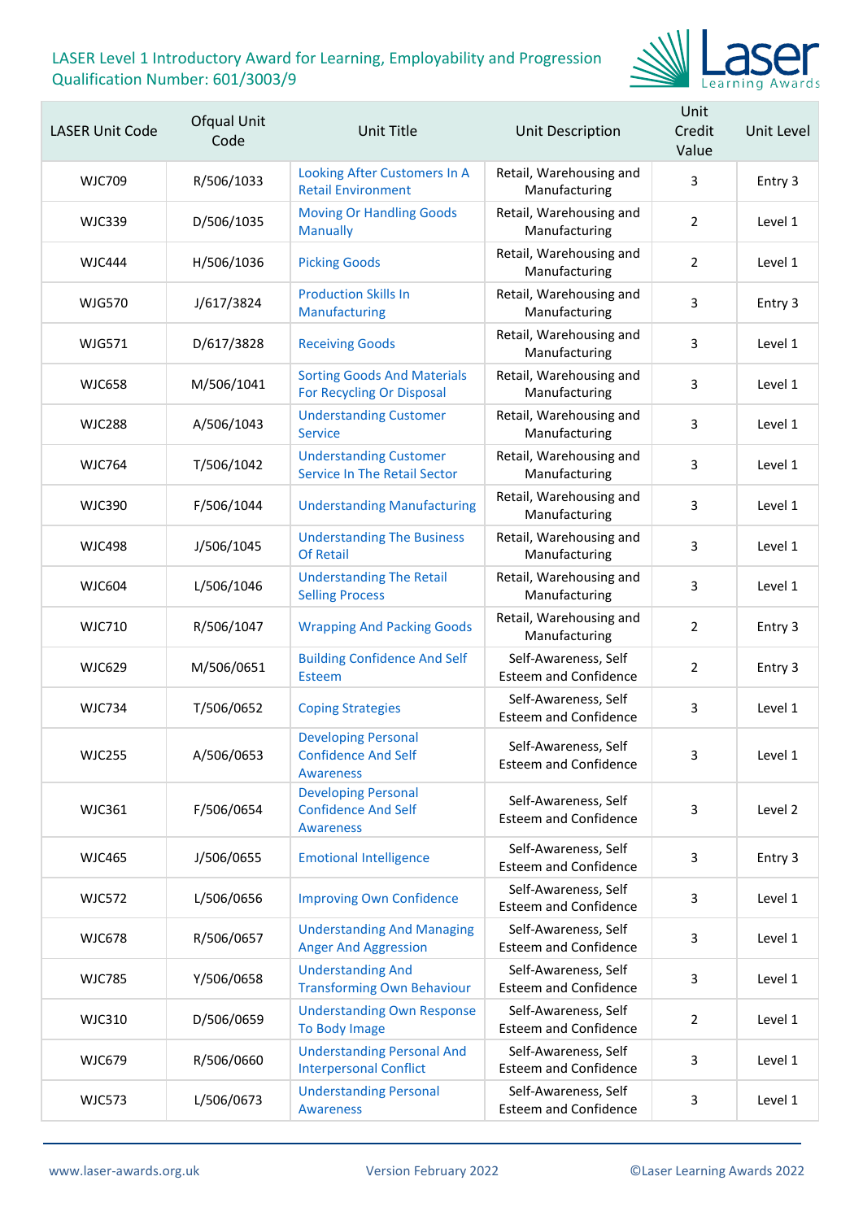LASER Level 1 Introductory Award for Learning, Employability and Progression
Qualification Number: 601/3003/9

| LASER Unit Code | Ofqual Unit Code | Unit Title | Unit Description | Unit Credit Value | Unit Level |
|---|---|---|---|---|---|
| WJC709 | R/506/1033 | Looking After Customers In A Retail Environment | Retail, Warehousing and Manufacturing | 3 | Entry 3 |
| WJC339 | D/506/1035 | Moving Or Handling Goods Manually | Retail, Warehousing and Manufacturing | 2 | Level 1 |
| WJC444 | H/506/1036 | Picking Goods | Retail, Warehousing and Manufacturing | 2 | Level 1 |
| WJG570 | J/617/3824 | Production Skills In Manufacturing | Retail, Warehousing and Manufacturing | 3 | Entry 3 |
| WJG571 | D/617/3828 | Receiving Goods | Retail, Warehousing and Manufacturing | 3 | Level 1 |
| WJC658 | M/506/1041 | Sorting Goods And Materials For Recycling Or Disposal | Retail, Warehousing and Manufacturing | 3 | Level 1 |
| WJC288 | A/506/1043 | Understanding Customer Service | Retail, Warehousing and Manufacturing | 3 | Level 1 |
| WJC764 | T/506/1042 | Understanding Customer Service In The Retail Sector | Retail, Warehousing and Manufacturing | 3 | Level 1 |
| WJC390 | F/506/1044 | Understanding Manufacturing | Retail, Warehousing and Manufacturing | 3 | Level 1 |
| WJC498 | J/506/1045 | Understanding The Business Of Retail | Retail, Warehousing and Manufacturing | 3 | Level 1 |
| WJC604 | L/506/1046 | Understanding The Retail Selling Process | Retail, Warehousing and Manufacturing | 3 | Level 1 |
| WJC710 | R/506/1047 | Wrapping And Packing Goods | Retail, Warehousing and Manufacturing | 2 | Entry 3 |
| WJC629 | M/506/0651 | Building Confidence And Self Esteem | Self-Awareness, Self Esteem and Confidence | 2 | Entry 3 |
| WJC734 | T/506/0652 | Coping Strategies | Self-Awareness, Self Esteem and Confidence | 3 | Level 1 |
| WJC255 | A/506/0653 | Developing Personal Confidence And Self Awareness | Self-Awareness, Self Esteem and Confidence | 3 | Level 1 |
| WJC361 | F/506/0654 | Developing Personal Confidence And Self Awareness | Self-Awareness, Self Esteem and Confidence | 3 | Level 2 |
| WJC465 | J/506/0655 | Emotional Intelligence | Self-Awareness, Self Esteem and Confidence | 3 | Entry 3 |
| WJC572 | L/506/0656 | Improving Own Confidence | Self-Awareness, Self Esteem and Confidence | 3 | Level 1 |
| WJC678 | R/506/0657 | Understanding And Managing Anger And Aggression | Self-Awareness, Self Esteem and Confidence | 3 | Level 1 |
| WJC785 | Y/506/0658 | Understanding And Transforming Own Behaviour | Self-Awareness, Self Esteem and Confidence | 3 | Level 1 |
| WJC310 | D/506/0659 | Understanding Own Response To Body Image | Self-Awareness, Self Esteem and Confidence | 2 | Level 1 |
| WJC679 | R/506/0660 | Understanding Personal And Interpersonal Conflict | Self-Awareness, Self Esteem and Confidence | 3 | Level 1 |
| WJC573 | L/506/0673 | Understanding Personal Awareness | Self-Awareness, Self Esteem and Confidence | 3 | Level 1 |

www.laser-awards.org.uk Version February 2022 ©Laser Learning Awards 2022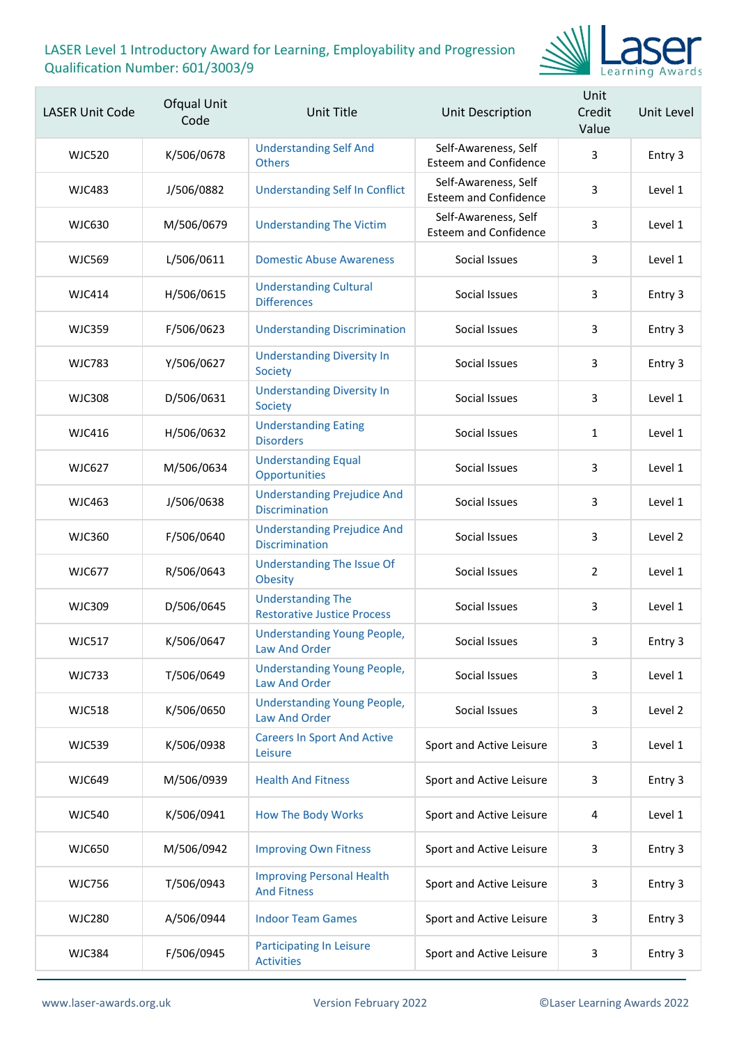LASER Level 1 Introductory Award for Learning, Employability and Progression
Qualification Number: 601/3003/9

| LASER Unit Code | Ofqual Unit Code | Unit Title | Unit Description | Unit Credit Value | Unit Level |
|---|---|---|---|---|---|
| WJC520 | K/506/0678 | Understanding Self And Others | Self-Awareness, Self Esteem and Confidence | 3 | Entry 3 |
| WJC483 | J/506/0882 | Understanding Self In Conflict | Self-Awareness, Self Esteem and Confidence | 3 | Level 1 |
| WJC630 | M/506/0679 | Understanding The Victim | Self-Awareness, Self Esteem and Confidence | 3 | Level 1 |
| WJC569 | L/506/0611 | Domestic Abuse Awareness | Social Issues | 3 | Level 1 |
| WJC414 | H/506/0615 | Understanding Cultural Differences | Social Issues | 3 | Entry 3 |
| WJC359 | F/506/0623 | Understanding Discrimination | Social Issues | 3 | Entry 3 |
| WJC783 | Y/506/0627 | Understanding Diversity In Society | Social Issues | 3 | Entry 3 |
| WJC308 | D/506/0631 | Understanding Diversity In Society | Social Issues | 3 | Level 1 |
| WJC416 | H/506/0632 | Understanding Eating Disorders | Social Issues | 1 | Level 1 |
| WJC627 | M/506/0634 | Understanding Equal Opportunities | Social Issues | 3 | Level 1 |
| WJC463 | J/506/0638 | Understanding Prejudice And Discrimination | Social Issues | 3 | Level 1 |
| WJC360 | F/506/0640 | Understanding Prejudice And Discrimination | Social Issues | 3 | Level 2 |
| WJC677 | R/506/0643 | Understanding The Issue Of Obesity | Social Issues | 2 | Level 1 |
| WJC309 | D/506/0645 | Understanding The Restorative Justice Process | Social Issues | 3 | Level 1 |
| WJC517 | K/506/0647 | Understanding Young People, Law And Order | Social Issues | 3 | Entry 3 |
| WJC733 | T/506/0649 | Understanding Young People, Law And Order | Social Issues | 3 | Level 1 |
| WJC518 | K/506/0650 | Understanding Young People, Law And Order | Social Issues | 3 | Level 2 |
| WJC539 | K/506/0938 | Careers In Sport And Active Leisure | Sport and Active Leisure | 3 | Level 1 |
| WJC649 | M/506/0939 | Health And Fitness | Sport and Active Leisure | 3 | Entry 3 |
| WJC540 | K/506/0941 | How The Body Works | Sport and Active Leisure | 4 | Level 1 |
| WJC650 | M/506/0942 | Improving Own Fitness | Sport and Active Leisure | 3 | Entry 3 |
| WJC756 | T/506/0943 | Improving Personal Health And Fitness | Sport and Active Leisure | 3 | Entry 3 |
| WJC280 | A/506/0944 | Indoor Team Games | Sport and Active Leisure | 3 | Entry 3 |
| WJC384 | F/506/0945 | Participating In Leisure Activities | Sport and Active Leisure | 3 | Entry 3 |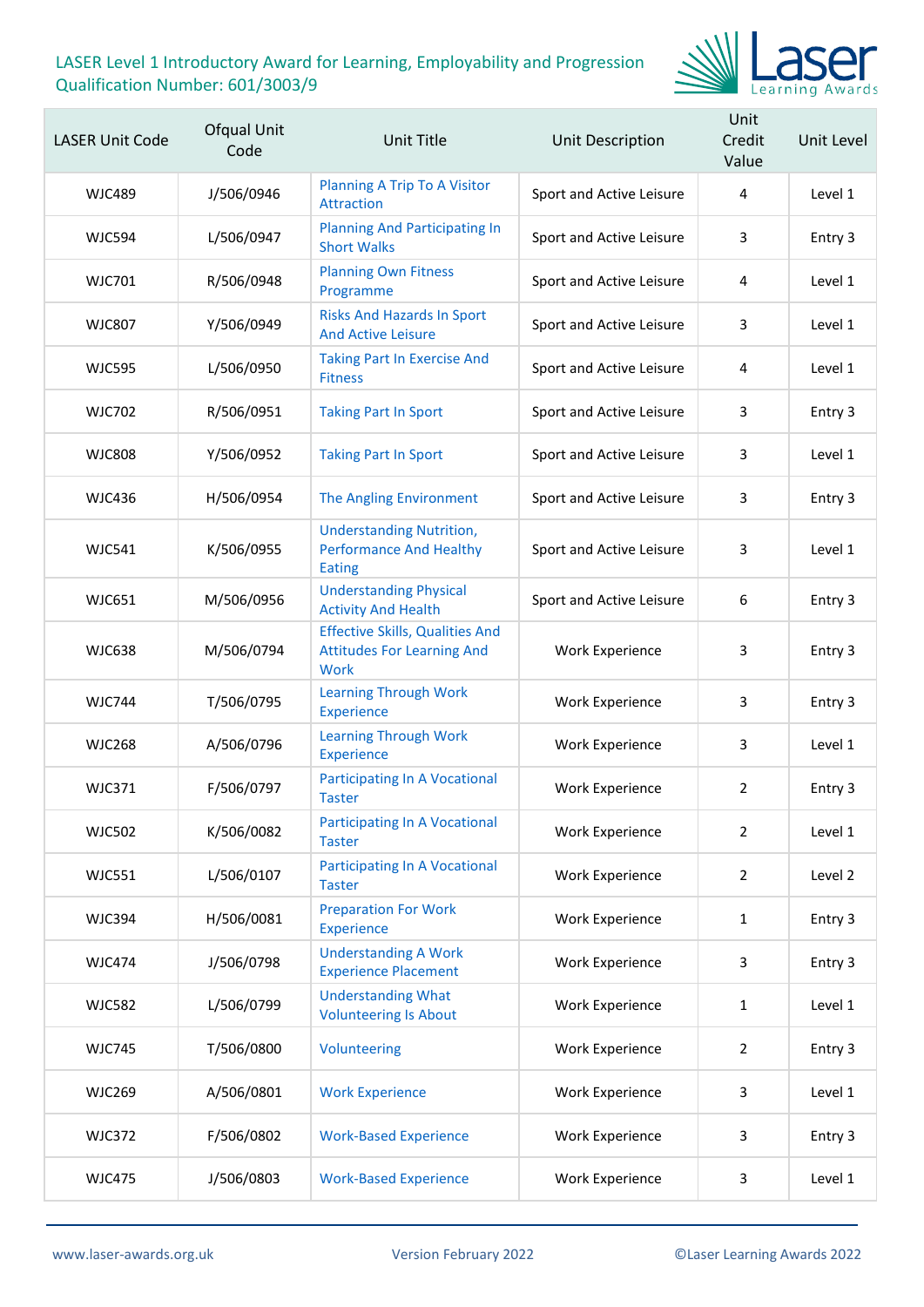LASER Level 1 Introductory Award for Learning, Employability and Progression
Qualification Number: 601/3003/9

| LASER Unit Code | Ofqual Unit Code | Unit Title | Unit Description | Unit Credit Value | Unit Level |
|---|---|---|---|---|---|
| WJC489 | J/506/0946 | Planning A Trip To A Visitor Attraction | Sport and Active Leisure | 4 | Level 1 |
| WJC594 | L/506/0947 | Planning And Participating In Short Walks | Sport and Active Leisure | 3 | Entry 3 |
| WJC701 | R/506/0948 | Planning Own Fitness Programme | Sport and Active Leisure | 4 | Level 1 |
| WJC807 | Y/506/0949 | Risks And Hazards In Sport And Active Leisure | Sport and Active Leisure | 3 | Level 1 |
| WJC595 | L/506/0950 | Taking Part In Exercise And Fitness | Sport and Active Leisure | 4 | Level 1 |
| WJC702 | R/506/0951 | Taking Part In Sport | Sport and Active Leisure | 3 | Entry 3 |
| WJC808 | Y/506/0952 | Taking Part In Sport | Sport and Active Leisure | 3 | Level 1 |
| WJC436 | H/506/0954 | The Angling Environment | Sport and Active Leisure | 3 | Entry 3 |
| WJC541 | K/506/0955 | Understanding Nutrition, Performance And Healthy Eating | Sport and Active Leisure | 3 | Level 1 |
| WJC651 | M/506/0956 | Understanding Physical Activity And Health | Sport and Active Leisure | 6 | Entry 3 |
| WJC638 | M/506/0794 | Effective Skills, Qualities And Attitudes For Learning And Work | Work Experience | 3 | Entry 3 |
| WJC744 | T/506/0795 | Learning Through Work Experience | Work Experience | 3 | Entry 3 |
| WJC268 | A/506/0796 | Learning Through Work Experience | Work Experience | 3 | Level 1 |
| WJC371 | F/506/0797 | Participating In A Vocational Taster | Work Experience | 2 | Entry 3 |
| WJC502 | K/506/0082 | Participating In A Vocational Taster | Work Experience | 2 | Level 1 |
| WJC551 | L/506/0107 | Participating In A Vocational Taster | Work Experience | 2 | Level 2 |
| WJC394 | H/506/0081 | Preparation For Work Experience | Work Experience | 1 | Entry 3 |
| WJC474 | J/506/0798 | Understanding A Work Experience Placement | Work Experience | 3 | Entry 3 |
| WJC582 | L/506/0799 | Understanding What Volunteering Is About | Work Experience | 1 | Level 1 |
| WJC745 | T/506/0800 | Volunteering | Work Experience | 2 | Entry 3 |
| WJC269 | A/506/0801 | Work Experience | Work Experience | 3 | Level 1 |
| WJC372 | F/506/0802 | Work-Based Experience | Work Experience | 3 | Entry 3 |
| WJC475 | J/506/0803 | Work-Based Experience | Work Experience | 3 | Level 1 |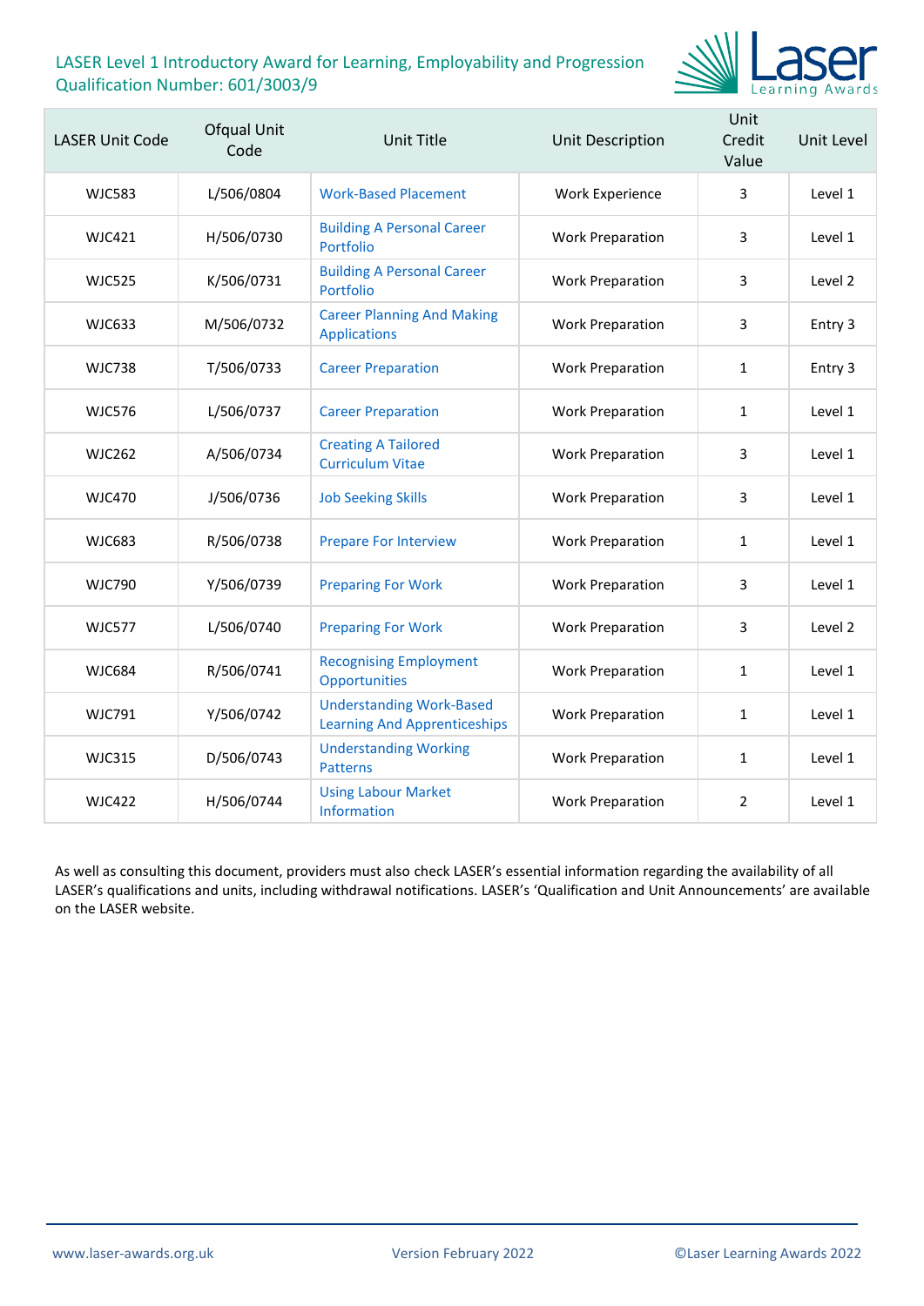| LASER Unit Code | Ofqual Unit Code | Unit Title | Unit Description | Unit Credit Value | Unit Level |
|---|---|---|---|---|---|
| WJC583 | L/506/0804 | Work-Based Placement | Work Experience | 3 | Level 1 |
| WJC421 | H/506/0730 | Building A Personal Career Portfolio | Work Preparation | 3 | Level 1 |
| WJC525 | K/506/0731 | Building A Personal Career Portfolio | Work Preparation | 3 | Level 2 |
| WJC633 | M/506/0732 | Career Planning And Making Applications | Work Preparation | 3 | Entry 3 |
| WJC738 | T/506/0733 | Career Preparation | Work Preparation | 1 | Entry 3 |
| WJC576 | L/506/0737 | Career Preparation | Work Preparation | 1 | Level 1 |
| WJC262 | A/506/0734 | Creating A Tailored Curriculum Vitae | Work Preparation | 3 | Level 1 |
| WJC470 | J/506/0736 | Job Seeking Skills | Work Preparation | 3 | Level 1 |
| WJC683 | R/506/0738 | Prepare For Interview | Work Preparation | 1 | Level 1 |
| WJC790 | Y/506/0739 | Preparing For Work | Work Preparation | 3 | Level 1 |
| WJC577 | L/506/0740 | Preparing For Work | Work Preparation | 3 | Level 2 |
| WJC684 | R/506/0741 | Recognising Employment Opportunities | Work Preparation | 1 | Level 1 |
| WJC791 | Y/506/0742 | Understanding Work-Based Learning And Apprenticeships | Work Preparation | 1 | Level 1 |
| WJC315 | D/506/0743 | Understanding Working Patterns | Work Preparation | 1 | Level 1 |
| WJC422 | H/506/0744 | Using Labour Market Information | Work Preparation | 2 | Level 1 |

As well as consulting this document, providers must also check LASER's essential information regarding the availability of all LASER's qualifications and units, including withdrawal notifications. LASER's 'Qualification and Unit Announcements' are available on the LASER website.